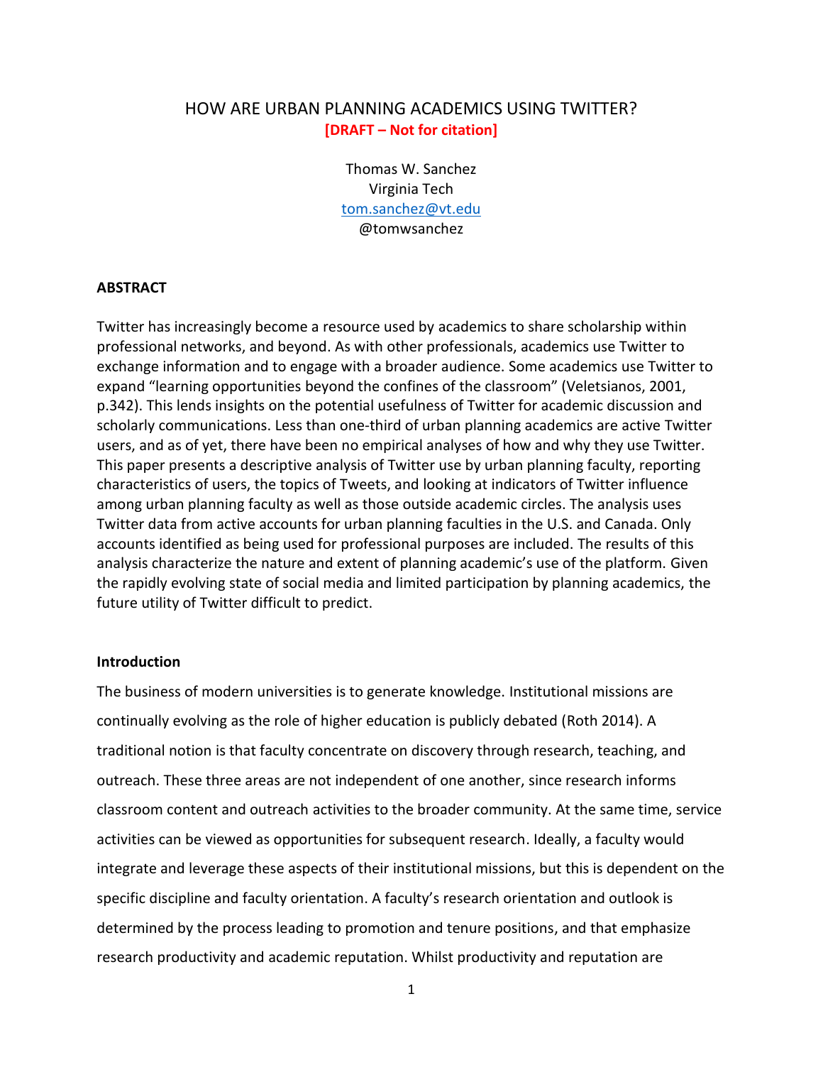# HOW ARE URBAN PLANNING ACADEMICS USING TWITTER?

**[DRAFT – Not for citation]**

Thomas W. Sanchez
Virginia Tech
tom.sanchez@vt.edu
@tomwsanchez

**ABSTRACT**

Twitter has increasingly become a resource used by academics to share scholarship within professional networks, and beyond. As with other professionals, academics use Twitter to exchange information and to engage with a broader audience. Some academics use Twitter to expand "learning opportunities beyond the confines of the classroom" (Veletsianos, 2001, p.342). This lends insights on the potential usefulness of Twitter for academic discussion and scholarly communications. Less than one-third of urban planning academics are active Twitter users, and as of yet, there have been no empirical analyses of how and why they use Twitter. This paper presents a descriptive analysis of Twitter use by urban planning faculty, reporting characteristics of users, the topics of Tweets, and looking at indicators of Twitter influence among urban planning faculty as well as those outside academic circles. The analysis uses Twitter data from active accounts for urban planning faculties in the U.S. and Canada. Only accounts identified as being used for professional purposes are included. The results of this analysis characterize the nature and extent of planning academic's use of the platform. Given the rapidly evolving state of social media and limited participation by planning academics, the future utility of Twitter difficult to predict.

**Introduction**

The business of modern universities is to generate knowledge. Institutional missions are continually evolving as the role of higher education is publicly debated (Roth 2014). A traditional notion is that faculty concentrate on discovery through research, teaching, and outreach. These three areas are not independent of one another, since research informs classroom content and outreach activities to the broader community. At the same time, service activities can be viewed as opportunities for subsequent research. Ideally, a faculty would integrate and leverage these aspects of their institutional missions, but this is dependent on the specific discipline and faculty orientation. A faculty's research orientation and outlook is determined by the process leading to promotion and tenure positions, and that emphasize research productivity and academic reputation. Whilst productivity and reputation are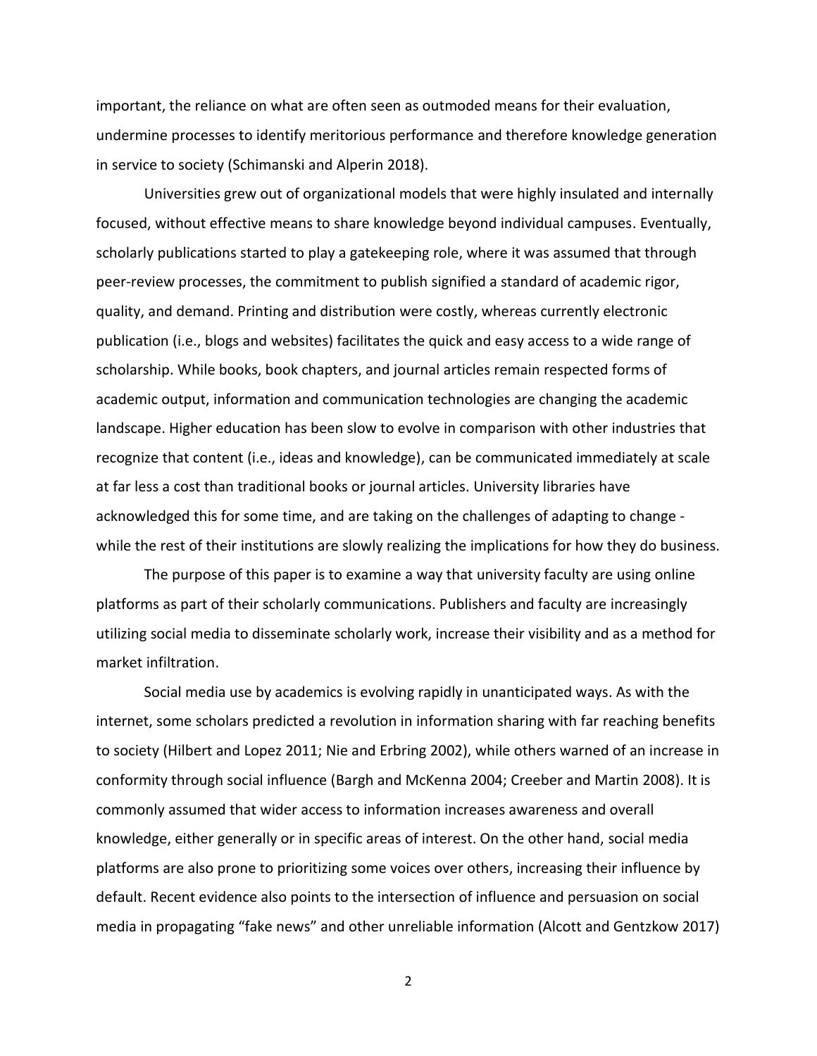important, the reliance on what are often seen as outmoded means for their evaluation, undermine processes to identify meritorious performance and therefore knowledge generation in service to society (Schimanski and Alperin 2018).

Universities grew out of organizational models that were highly insulated and internally focused, without effective means to share knowledge beyond individual campuses. Eventually, scholarly publications started to play a gatekeeping role, where it was assumed that through peer-review processes, the commitment to publish signified a standard of academic rigor, quality, and demand. Printing and distribution were costly, whereas currently electronic publication (i.e., blogs and websites) facilitates the quick and easy access to a wide range of scholarship. While books, book chapters, and journal articles remain respected forms of academic output, information and communication technologies are changing the academic landscape. Higher education has been slow to evolve in comparison with other industries that recognize that content (i.e., ideas and knowledge), can be communicated immediately at scale at far less a cost than traditional books or journal articles. University libraries have acknowledged this for some time, and are taking on the challenges of adapting to change - while the rest of their institutions are slowly realizing the implications for how they do business.

The purpose of this paper is to examine a way that university faculty are using online platforms as part of their scholarly communications. Publishers and faculty are increasingly utilizing social media to disseminate scholarly work, increase their visibility and as a method for market infiltration.

Social media use by academics is evolving rapidly in unanticipated ways. As with the internet, some scholars predicted a revolution in information sharing with far reaching benefits to society (Hilbert and Lopez 2011; Nie and Erbring 2002), while others warned of an increase in conformity through social influence (Bargh and McKenna 2004; Creeber and Martin 2008). It is commonly assumed that wider access to information increases awareness and overall knowledge, either generally or in specific areas of interest. On the other hand, social media platforms are also prone to prioritizing some voices over others, increasing their influence by default. Recent evidence also points to the intersection of influence and persuasion on social media in propagating "fake news" and other unreliable information (Alcott and Gentzkow 2017)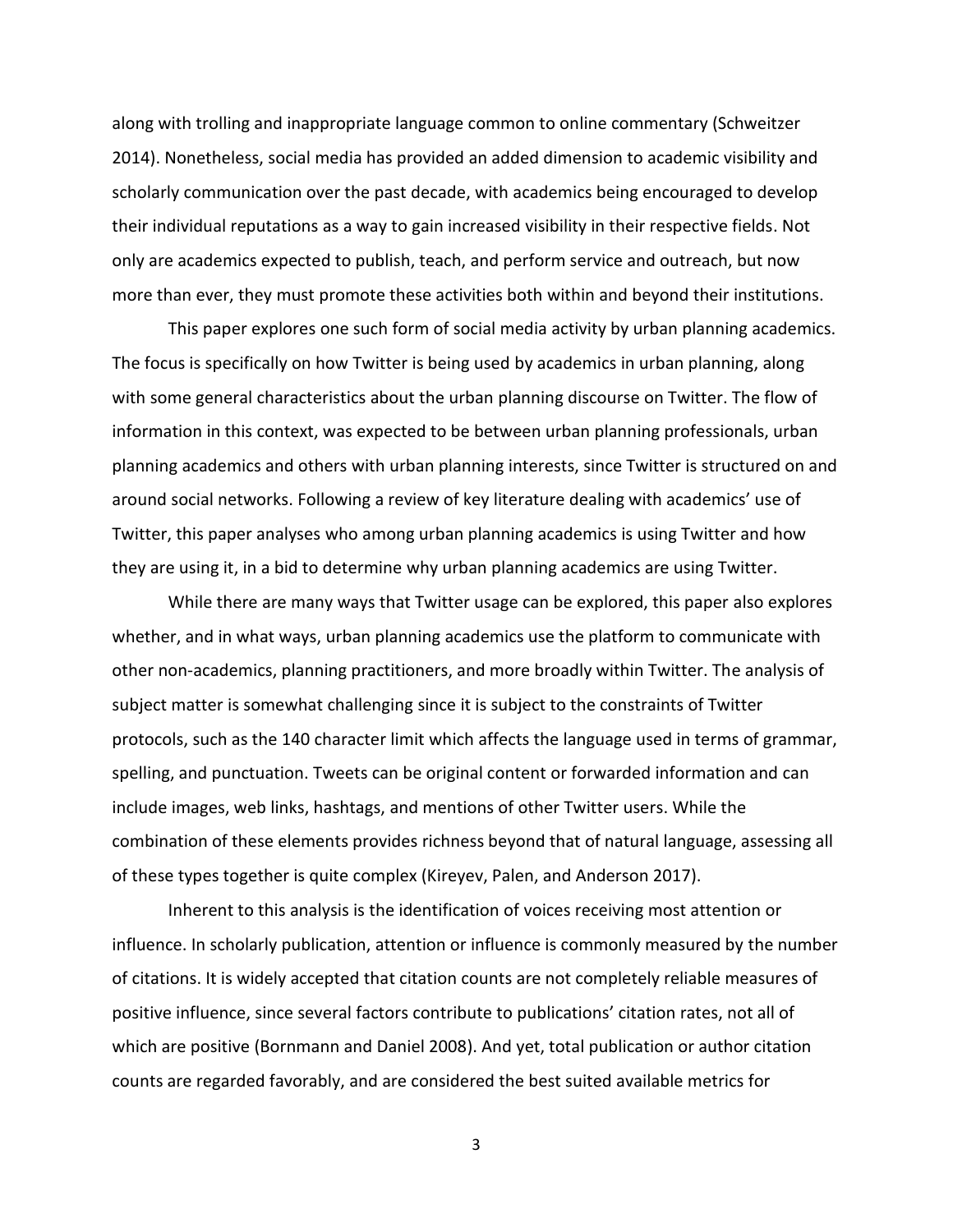along with trolling and inappropriate language common to online commentary (Schweitzer 2014). Nonetheless, social media has provided an added dimension to academic visibility and scholarly communication over the past decade, with academics being encouraged to develop their individual reputations as a way to gain increased visibility in their respective fields. Not only are academics expected to publish, teach, and perform service and outreach, but now more than ever, they must promote these activities both within and beyond their institutions.

This paper explores one such form of social media activity by urban planning academics. The focus is specifically on how Twitter is being used by academics in urban planning, along with some general characteristics about the urban planning discourse on Twitter. The flow of information in this context, was expected to be between urban planning professionals, urban planning academics and others with urban planning interests, since Twitter is structured on and around social networks. Following a review of key literature dealing with academics' use of Twitter, this paper analyses who among urban planning academics is using Twitter and how they are using it, in a bid to determine why urban planning academics are using Twitter.

While there are many ways that Twitter usage can be explored, this paper also explores whether, and in what ways, urban planning academics use the platform to communicate with other non-academics, planning practitioners, and more broadly within Twitter. The analysis of subject matter is somewhat challenging since it is subject to the constraints of Twitter protocols, such as the 140 character limit which affects the language used in terms of grammar, spelling, and punctuation. Tweets can be original content or forwarded information and can include images, web links, hashtags, and mentions of other Twitter users. While the combination of these elements provides richness beyond that of natural language, assessing all of these types together is quite complex (Kireyev, Palen, and Anderson 2017).

Inherent to this analysis is the identification of voices receiving most attention or influence. In scholarly publication, attention or influence is commonly measured by the number of citations. It is widely accepted that citation counts are not completely reliable measures of positive influence, since several factors contribute to publications' citation rates, not all of which are positive (Bornmann and Daniel 2008). And yet, total publication or author citation counts are regarded favorably, and are considered the best suited available metrics for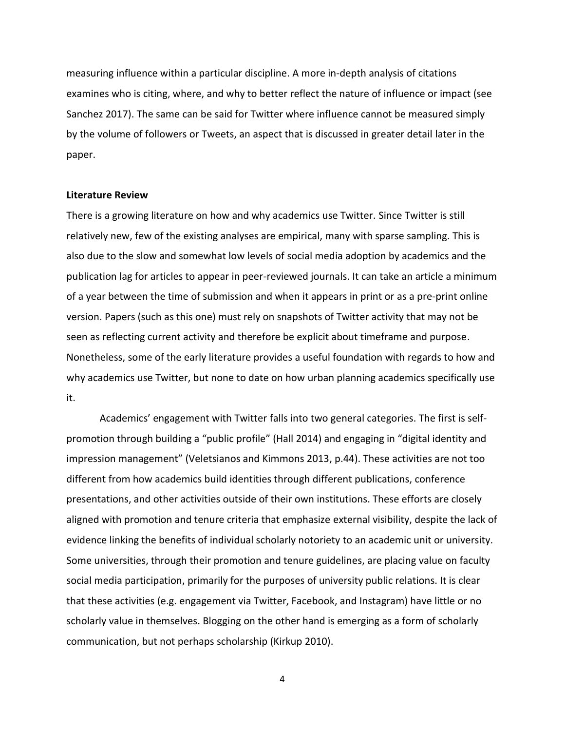measuring influence within a particular discipline. A more in-depth analysis of citations examines who is citing, where, and why to better reflect the nature of influence or impact (see Sanchez 2017). The same can be said for Twitter where influence cannot be measured simply by the volume of followers or Tweets, an aspect that is discussed in greater detail later in the paper.

**Literature Review**

There is a growing literature on how and why academics use Twitter. Since Twitter is still relatively new, few of the existing analyses are empirical, many with sparse sampling. This is also due to the slow and somewhat low levels of social media adoption by academics and the publication lag for articles to appear in peer-reviewed journals. It can take an article a minimum of a year between the time of submission and when it appears in print or as a pre-print online version. Papers (such as this one) must rely on snapshots of Twitter activity that may not be seen as reflecting current activity and therefore be explicit about timeframe and purpose. Nonetheless, some of the early literature provides a useful foundation with regards to how and why academics use Twitter, but none to date on how urban planning academics specifically use it.

Academics' engagement with Twitter falls into two general categories. The first is self-promotion through building a "public profile" (Hall 2014) and engaging in "digital identity and impression management" (Veletsianos and Kimmons 2013, p.44). These activities are not too different from how academics build identities through different publications, conference presentations, and other activities outside of their own institutions. These efforts are closely aligned with promotion and tenure criteria that emphasize external visibility, despite the lack of evidence linking the benefits of individual scholarly notoriety to an academic unit or university. Some universities, through their promotion and tenure guidelines, are placing value on faculty social media participation, primarily for the purposes of university public relations. It is clear that these activities (e.g. engagement via Twitter, Facebook, and Instagram) have little or no scholarly value in themselves. Blogging on the other hand is emerging as a form of scholarly communication, but not perhaps scholarship (Kirkup 2010).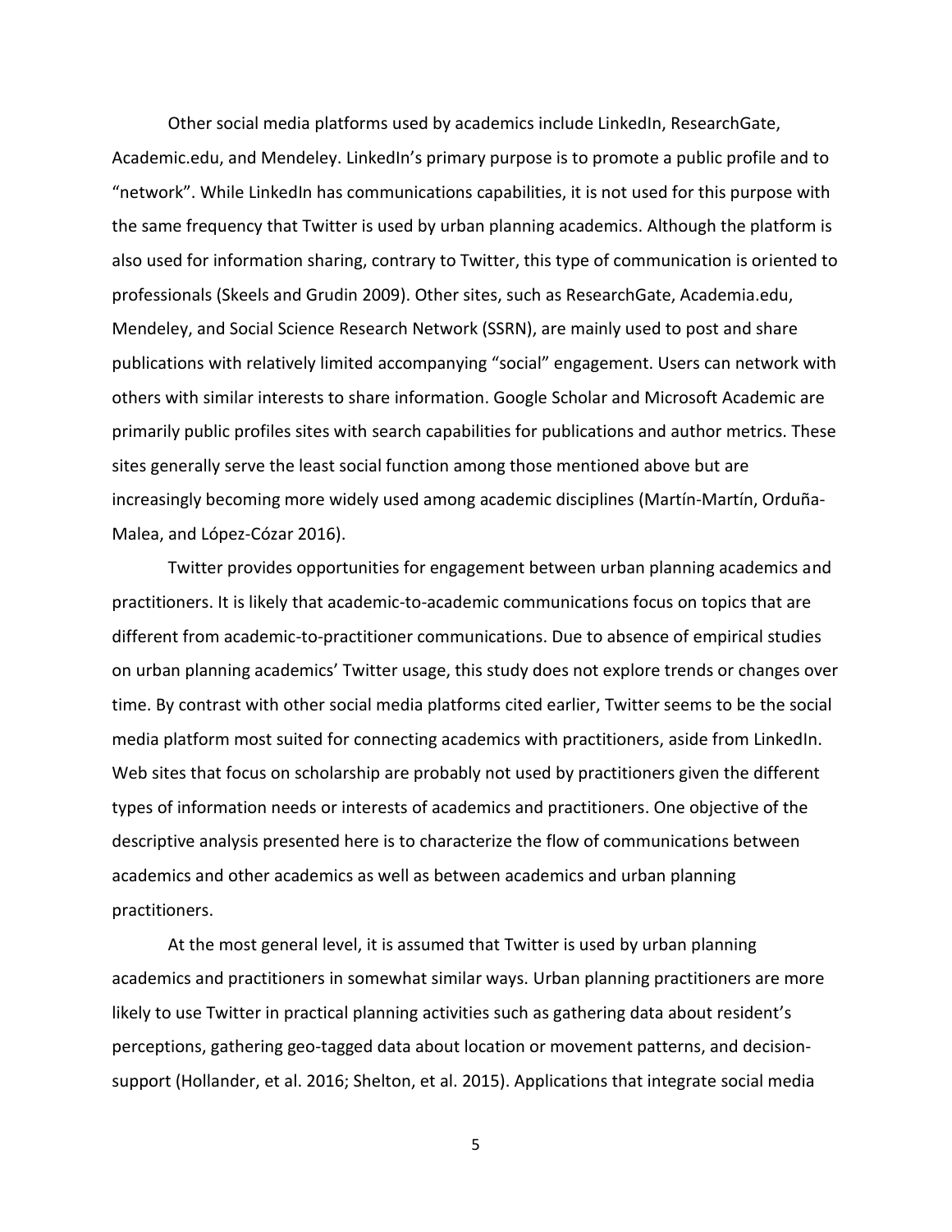Other social media platforms used by academics include LinkedIn, ResearchGate, Academic.edu, and Mendeley. LinkedIn's primary purpose is to promote a public profile and to "network". While LinkedIn has communications capabilities, it is not used for this purpose with the same frequency that Twitter is used by urban planning academics. Although the platform is also used for information sharing, contrary to Twitter, this type of communication is oriented to professionals (Skeels and Grudin 2009). Other sites, such as ResearchGate, Academia.edu, Mendeley, and Social Science Research Network (SSRN), are mainly used to post and share publications with relatively limited accompanying "social" engagement. Users can network with others with similar interests to share information. Google Scholar and Microsoft Academic are primarily public profiles sites with search capabilities for publications and author metrics. These sites generally serve the least social function among those mentioned above but are increasingly becoming more widely used among academic disciplines (Martín-Martín, Orduña-Malea, and López-Cózar 2016).

Twitter provides opportunities for engagement between urban planning academics and practitioners. It is likely that academic-to-academic communications focus on topics that are different from academic-to-practitioner communications. Due to absence of empirical studies on urban planning academics' Twitter usage, this study does not explore trends or changes over time. By contrast with other social media platforms cited earlier, Twitter seems to be the social media platform most suited for connecting academics with practitioners, aside from LinkedIn. Web sites that focus on scholarship are probably not used by practitioners given the different types of information needs or interests of academics and practitioners. One objective of the descriptive analysis presented here is to characterize the flow of communications between academics and other academics as well as between academics and urban planning practitioners.

At the most general level, it is assumed that Twitter is used by urban planning academics and practitioners in somewhat similar ways. Urban planning practitioners are more likely to use Twitter in practical planning activities such as gathering data about resident's perceptions, gathering geo-tagged data about location or movement patterns, and decision-support (Hollander, et al. 2016; Shelton, et al. 2015). Applications that integrate social media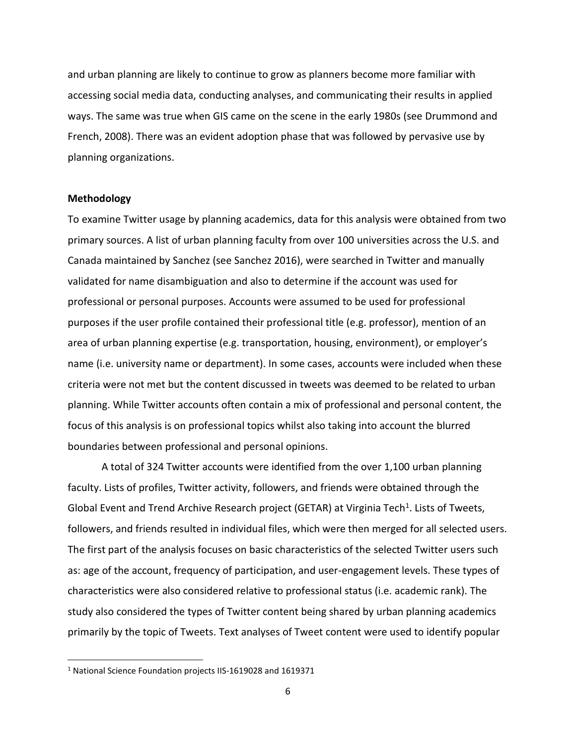and urban planning are likely to continue to grow as planners become more familiar with accessing social media data, conducting analyses, and communicating their results in applied ways. The same was true when GIS came on the scene in the early 1980s (see Drummond and French, 2008). There was an evident adoption phase that was followed by pervasive use by planning organizations.

**Methodology**

To examine Twitter usage by planning academics, data for this analysis were obtained from two primary sources. A list of urban planning faculty from over 100 universities across the U.S. and Canada maintained by Sanchez (see Sanchez 2016), were searched in Twitter and manually validated for name disambiguation and also to determine if the account was used for professional or personal purposes. Accounts were assumed to be used for professional purposes if the user profile contained their professional title (e.g. professor), mention of an area of urban planning expertise (e.g. transportation, housing, environment), or employer's name (i.e. university name or department). In some cases, accounts were included when these criteria were not met but the content discussed in tweets was deemed to be related to urban planning. While Twitter accounts often contain a mix of professional and personal content, the focus of this analysis is on professional topics whilst also taking into account the blurred boundaries between professional and personal opinions.

A total of 324 Twitter accounts were identified from the over 1,100 urban planning faculty. Lists of profiles, Twitter activity, followers, and friends were obtained through the Global Event and Trend Archive Research project (GETAR) at Virginia Tech[1]. Lists of Tweets, followers, and friends resulted in individual files, which were then merged for all selected users. The first part of the analysis focuses on basic characteristics of the selected Twitter users such as: age of the account, frequency of participation, and user-engagement levels. These types of characteristics were also considered relative to professional status (i.e. academic rank). The study also considered the types of Twitter content being shared by urban planning academics primarily by the topic of Tweets. Text analyses of Tweet content were used to identify popular

[1] National Science Foundation projects IIS-1619028 and 1619371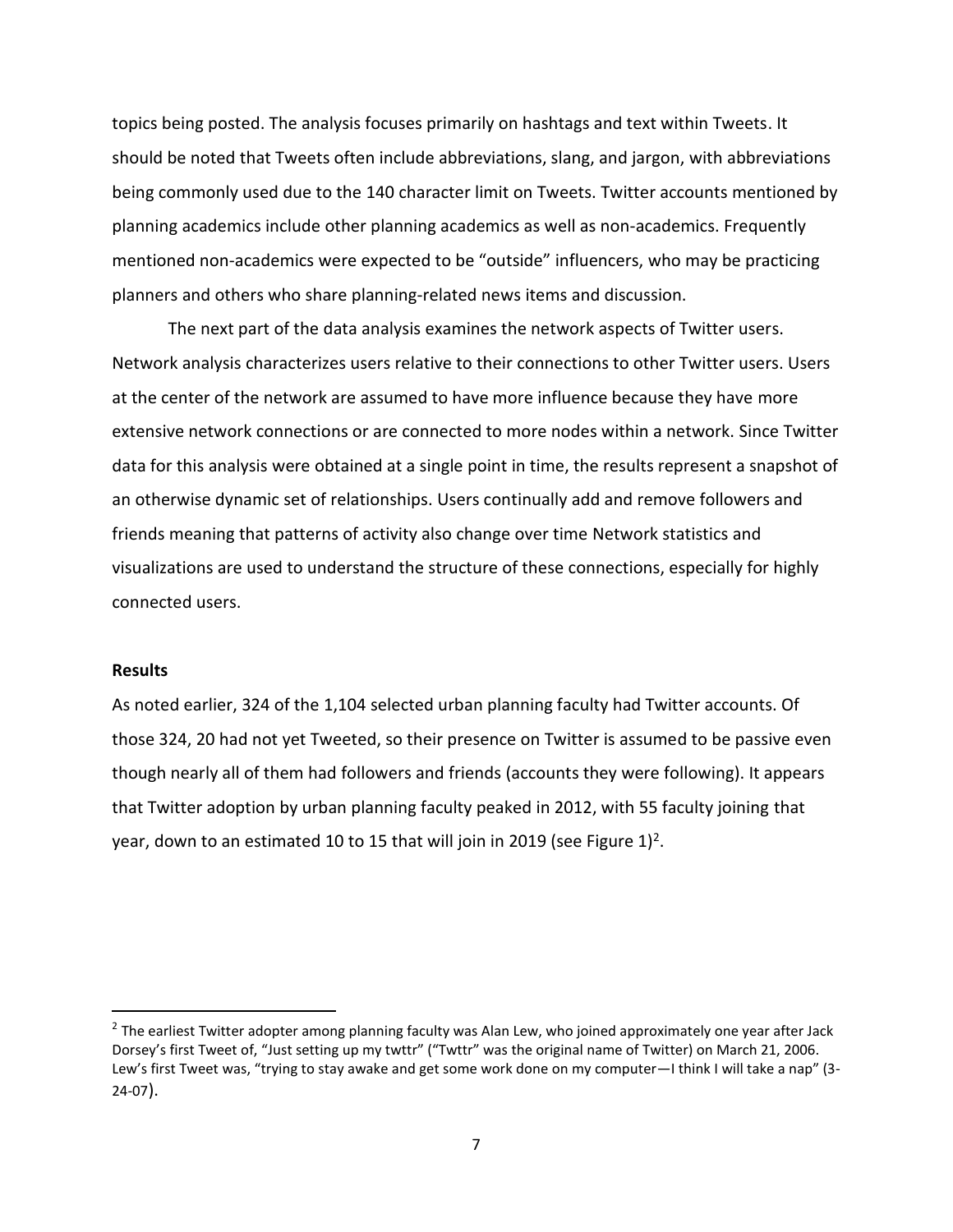topics being posted. The analysis focuses primarily on hashtags and text within Tweets. It should be noted that Tweets often include abbreviations, slang, and jargon, with abbreviations being commonly used due to the 140 character limit on Tweets. Twitter accounts mentioned by planning academics include other planning academics as well as non-academics. Frequently mentioned non-academics were expected to be "outside" influencers, who may be practicing planners and others who share planning-related news items and discussion.

The next part of the data analysis examines the network aspects of Twitter users. Network analysis characterizes users relative to their connections to other Twitter users. Users at the center of the network are assumed to have more influence because they have more extensive network connections or are connected to more nodes within a network. Since Twitter data for this analysis were obtained at a single point in time, the results represent a snapshot of an otherwise dynamic set of relationships. Users continually add and remove followers and friends meaning that patterns of activity also change over time Network statistics and visualizations are used to understand the structure of these connections, especially for highly connected users.

**Results**

As noted earlier, 324 of the 1,104 selected urban planning faculty had Twitter accounts. Of those 324, 20 had not yet Tweeted, so their presence on Twitter is assumed to be passive even though nearly all of them had followers and friends (accounts they were following). It appears that Twitter adoption by urban planning faculty peaked in 2012, with 55 faculty joining that year, down to an estimated 10 to 15 that will join in 2019 (see Figure 1)[2].

[2] The earliest Twitter adopter among planning faculty was Alan Lew, who joined approximately one year after Jack Dorsey's first Tweet of, "Just setting up my twttr" ("Twttr" was the original name of Twitter) on March 21, 2006. Lew's first Tweet was, "trying to stay awake and get some work done on my computer—I think I will take a nap" (3-24-07).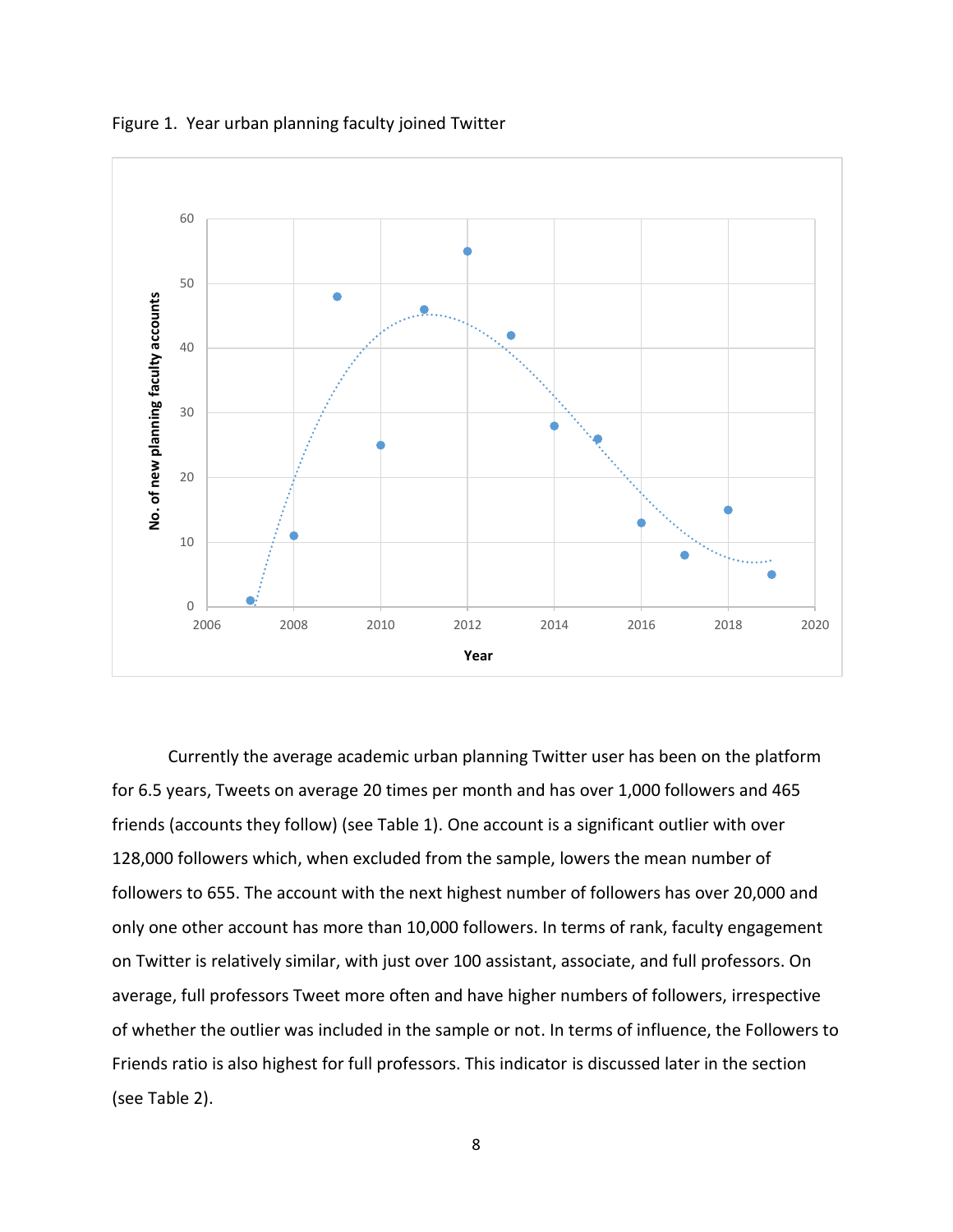Figure 1. Year urban planning faculty joined Twitter

Currently the average academic urban planning Twitter user has been on the platform for 6.5 years, Tweets on average 20 times per month and has over 1,000 followers and 465 friends (accounts they follow) (see Table 1). One account is a significant outlier with over 128,000 followers which, when excluded from the sample, lowers the mean number of followers to 655. The account with the next highest number of followers has over 20,000 and only one other account has more than 10,000 followers. In terms of rank, faculty engagement on Twitter is relatively similar, with just over 100 assistant, associate, and full professors. On average, full professors Tweet more often and have higher numbers of followers, irrespective of whether the outlier was included in the sample or not. In terms of influence, the Followers to Friends ratio is also highest for full professors. This indicator is discussed later in the section (see Table 2).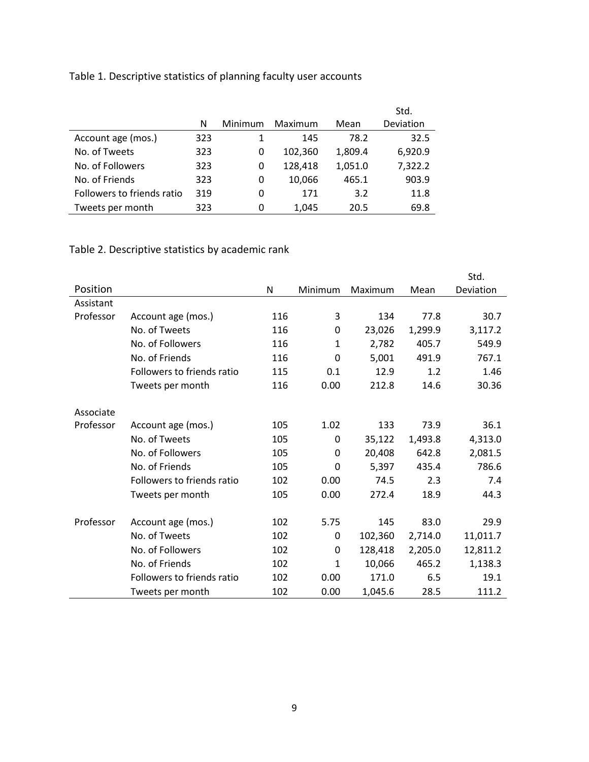Table 1. Descriptive statistics of planning faculty user accounts

| | N | Minimum | Maximum | Mean | Std. Deviation |
|---|---|---|---|---|---|
| Account age (mos.) | 323 | 1 | 145 | 78.2 | 32.5 |
| No. of Tweets | 323 | 0 | 102,360 | 1,809.4 | 6,920.9 |
| No. of Followers | 323 | 0 | 128,418 | 1,051.0 | 7,322.2 |
| No. of Friends | 323 | 0 | 10,066 | 465.1 | 903.9 |
| Followers to friends ratio | 319 | 0 | 171 | 3.2 | 11.8 |
| Tweets per month | 323 | 0 | 1,045 | 20.5 | 69.8 |

Table 2. Descriptive statistics by academic rank

| Position | | N | Minimum | Maximum | Mean | Std. Deviation |
|---|---|---|---|---|---|---|
| Assistant Professor | Account age (mos.) | 116 | 3 | 134 | 77.8 | 30.7 |
| | No. of Tweets | 116 | 0 | 23,026 | 1,299.9 | 3,117.2 |
| | No. of Followers | 116 | 1 | 2,782 | 405.7 | 549.9 |
| | No. of Friends | 116 | 0 | 5,001 | 491.9 | 767.1 |
| | Followers to friends ratio | 115 | 0.1 | 12.9 | 1.2 | 1.46 |
| | Tweets per month | 116 | 0.00 | 212.8 | 14.6 | 30.36 |
| Associate Professor | Account age (mos.) | 105 | 1.02 | 133 | 73.9 | 36.1 |
| | No. of Tweets | 105 | 0 | 35,122 | 1,493.8 | 4,313.0 |
| | No. of Followers | 105 | 0 | 20,408 | 642.8 | 2,081.5 |
| | No. of Friends | 105 | 0 | 5,397 | 435.4 | 786.6 |
| | Followers to friends ratio | 102 | 0.00 | 74.5 | 2.3 | 7.4 |
| | Tweets per month | 105 | 0.00 | 272.4 | 18.9 | 44.3 |
| Professor | Account age (mos.) | 102 | 5.75 | 145 | 83.0 | 29.9 |
| | No. of Tweets | 102 | 0 | 102,360 | 2,714.0 | 11,011.7 |
| | No. of Followers | 102 | 0 | 128,418 | 2,205.0 | 12,811.2 |
| | No. of Friends | 102 | 1 | 10,066 | 465.2 | 1,138.3 |
| | Followers to friends ratio | 102 | 0.00 | 171.0 | 6.5 | 19.1 |
| | Tweets per month | 102 | 0.00 | 1,045.6 | 28.5 | 111.2 |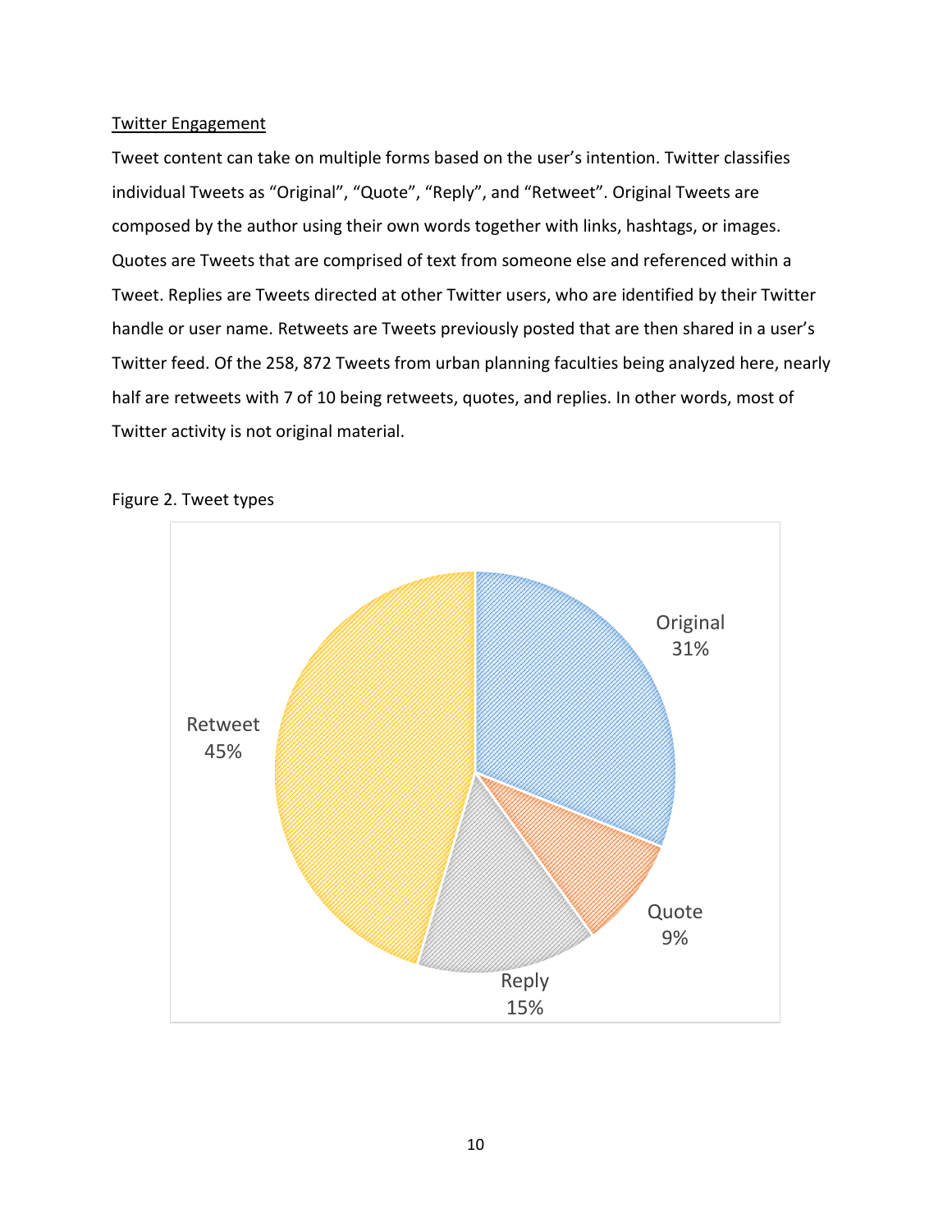Twitter Engagement

Tweet content can take on multiple forms based on the user's intention. Twitter classifies individual Tweets as "Original", "Quote", "Reply", and "Retweet". Original Tweets are composed by the author using their own words together with links, hashtags, or images. Quotes are Tweets that are comprised of text from someone else and referenced within a Tweet. Replies are Tweets directed at other Twitter users, who are identified by their Twitter handle or user name. Retweets are Tweets previously posted that are then shared in a user's Twitter feed. Of the 258, 872 Tweets from urban planning faculties being analyzed here, nearly half are retweets with 7 of 10 being retweets, quotes, and replies. In other words, most of Twitter activity is not original material.

Figure 2. Tweet types

Original 31%

Quote 9%

Reply 15%

Retweet 45%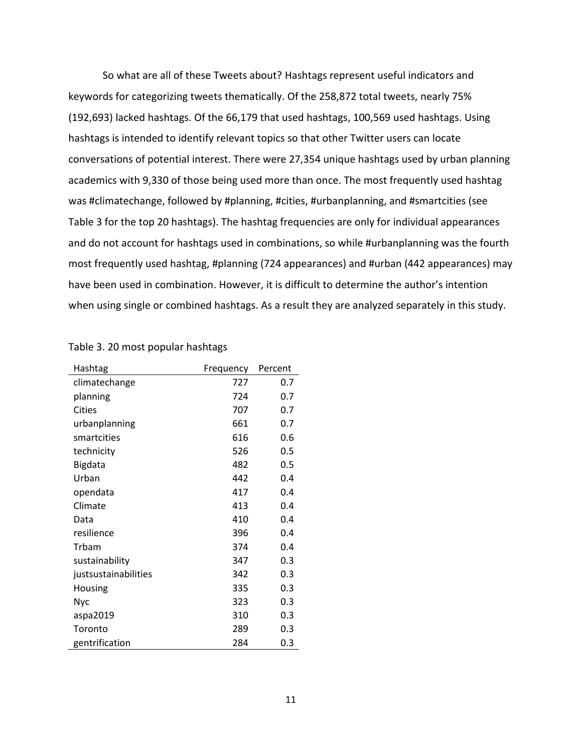So what are all of these Tweets about? Hashtags represent useful indicators and keywords for categorizing tweets thematically. Of the 258,872 total tweets, nearly 75% (192,693) lacked hashtags. Of the 66,179 that used hashtags, 100,569 used hashtags. Using hashtags is intended to identify relevant topics so that other Twitter users can locate conversations of potential interest. There were 27,354 unique hashtags used by urban planning academics with 9,330 of those being used more than once. The most frequently used hashtag was #climatechange, followed by #planning, #cities, #urbanplanning, and #smartcities (see Table 3 for the top 20 hashtags). The hashtag frequencies are only for individual appearances and do not account for hashtags used in combinations, so while #urbanplanning was the fourth most frequently used hashtag, #planning (724 appearances) and #urban (442 appearances) may have been used in combination. However, it is difficult to determine the author's intention when using single or combined hashtags. As a result they are analyzed separately in this study.

Table 3. 20 most popular hashtags

| Hashtag | Frequency | Percent |
|---|---|---|
| climatechange | 727 | 0.7 |
| planning | 724 | 0.7 |
| Cities | 707 | 0.7 |
| urbanplanning | 661 | 0.7 |
| smartcities | 616 | 0.6 |
| technicity | 526 | 0.5 |
| Bigdata | 482 | 0.5 |
| Urban | 442 | 0.4 |
| opendata | 417 | 0.4 |
| Climate | 413 | 0.4 |
| Data | 410 | 0.4 |
| resilience | 396 | 0.4 |
| Trbam | 374 | 0.4 |
| sustainability | 347 | 0.3 |
| justsustainabilities | 342 | 0.3 |
| Housing | 335 | 0.3 |
| Nyc | 323 | 0.3 |
| aspa2019 | 310 | 0.3 |
| Toronto | 289 | 0.3 |
| gentrification | 284 | 0.3 |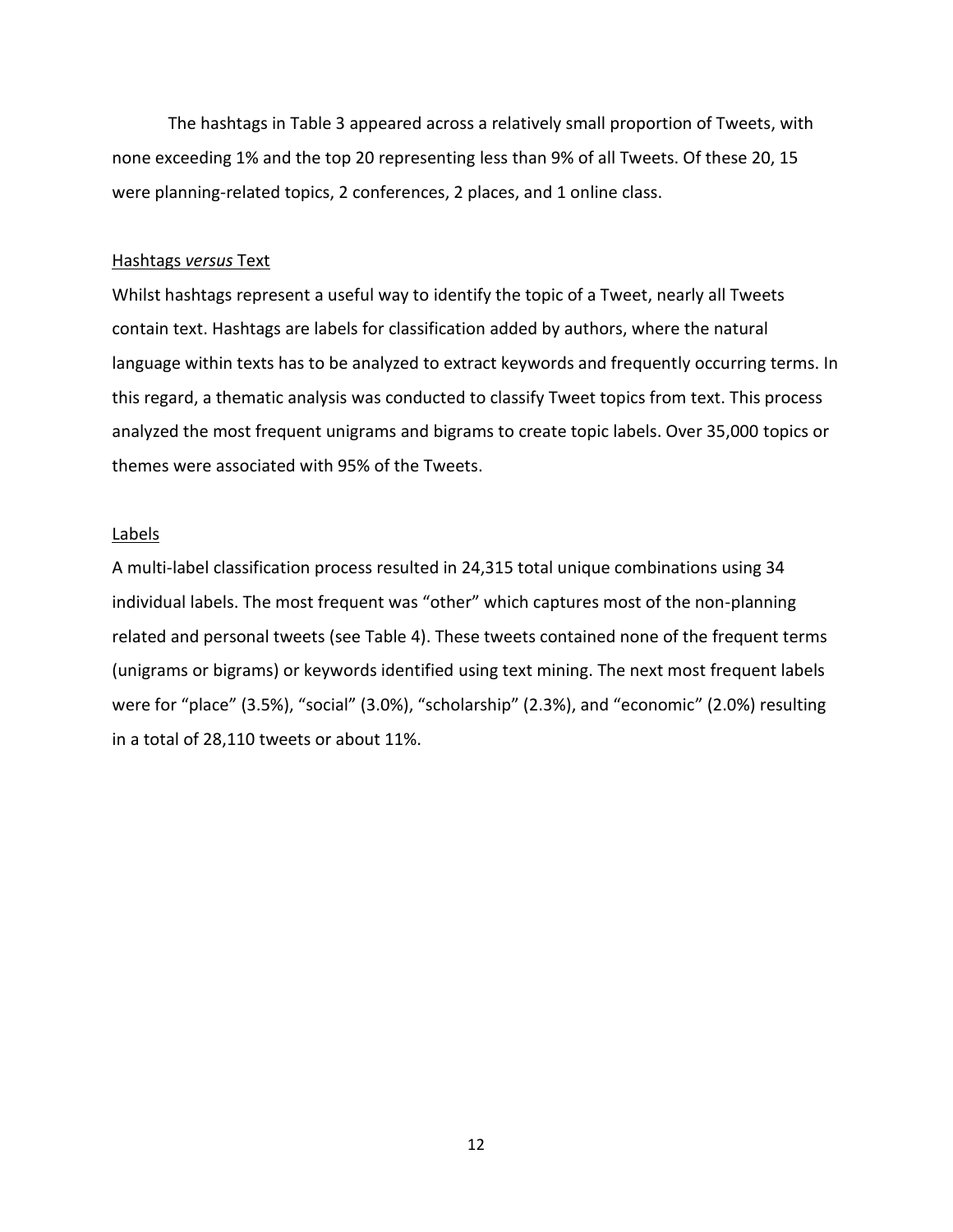The hashtags in Table 3 appeared across a relatively small proportion of Tweets, with none exceeding 1% and the top 20 representing less than 9% of all Tweets. Of these 20, 15 were planning-related topics, 2 conferences, 2 places, and 1 online class.

### Hashtags *versus* Text

Whilst hashtags represent a useful way to identify the topic of a Tweet, nearly all Tweets contain text. Hashtags are labels for classification added by authors, where the natural language within texts has to be analyzed to extract keywords and frequently occurring terms. In this regard, a thematic analysis was conducted to classify Tweet topics from text. This process analyzed the most frequent unigrams and bigrams to create topic labels. Over 35,000 topics or themes were associated with 95% of the Tweets.

### Labels

A multi-label classification process resulted in 24,315 total unique combinations using 34 individual labels. The most frequent was "other" which captures most of the non-planning related and personal tweets (see Table 4). These tweets contained none of the frequent terms (unigrams or bigrams) or keywords identified using text mining. The next most frequent labels were for "place" (3.5%), "social" (3.0%), "scholarship" (2.3%), and "economic" (2.0%) resulting in a total of 28,110 tweets or about 11%.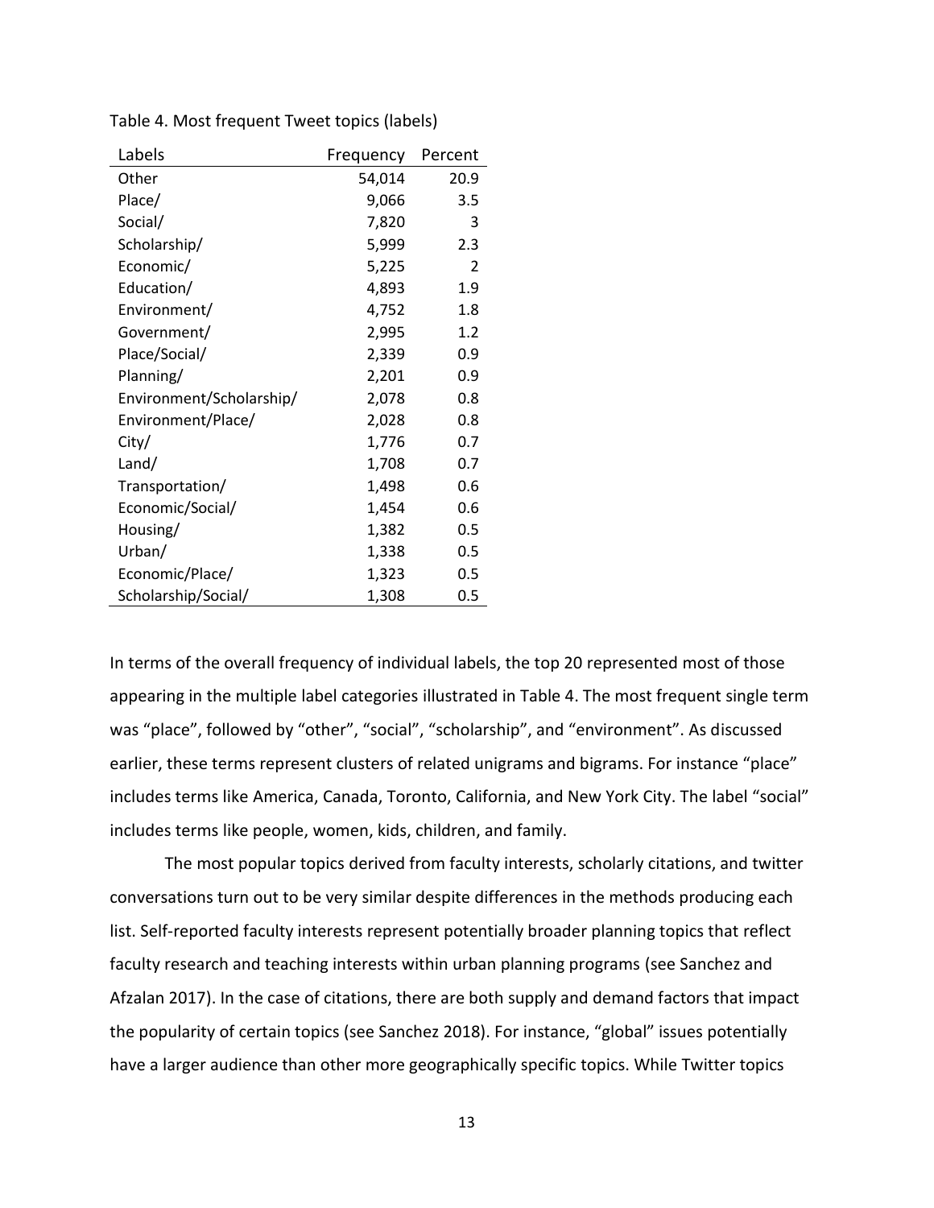Table 4. Most frequent Tweet topics (labels)

| Labels | Frequency | Percent |
|---|---|---|
| Other | 54,014 | 20.9 |
| Place/ | 9,066 | 3.5 |
| Social/ | 7,820 | 3 |
| Scholarship/ | 5,999 | 2.3 |
| Economic/ | 5,225 | 2 |
| Education/ | 4,893 | 1.9 |
| Environment/ | 4,752 | 1.8 |
| Government/ | 2,995 | 1.2 |
| Place/Social/ | 2,339 | 0.9 |
| Planning/ | 2,201 | 0.9 |
| Environment/Scholarship/ | 2,078 | 0.8 |
| Environment/Place/ | 2,028 | 0.8 |
| City/ | 1,776 | 0.7 |
| Land/ | 1,708 | 0.7 |
| Transportation/ | 1,498 | 0.6 |
| Economic/Social/ | 1,454 | 0.6 |
| Housing/ | 1,382 | 0.5 |
| Urban/ | 1,338 | 0.5 |
| Economic/Place/ | 1,323 | 0.5 |
| Scholarship/Social/ | 1,308 | 0.5 |

In terms of the overall frequency of individual labels, the top 20 represented most of those appearing in the multiple label categories illustrated in Table 4. The most frequent single term was "place", followed by "other", "social", "scholarship", and "environment". As discussed earlier, these terms represent clusters of related unigrams and bigrams. For instance "place" includes terms like America, Canada, Toronto, California, and New York City. The label "social" includes terms like people, women, kids, children, and family.

The most popular topics derived from faculty interests, scholarly citations, and twitter conversations turn out to be very similar despite differences in the methods producing each list. Self-reported faculty interests represent potentially broader planning topics that reflect faculty research and teaching interests within urban planning programs (see Sanchez and Afzalan 2017). In the case of citations, there are both supply and demand factors that impact the popularity of certain topics (see Sanchez 2018). For instance, "global" issues potentially have a larger audience than other more geographically specific topics. While Twitter topics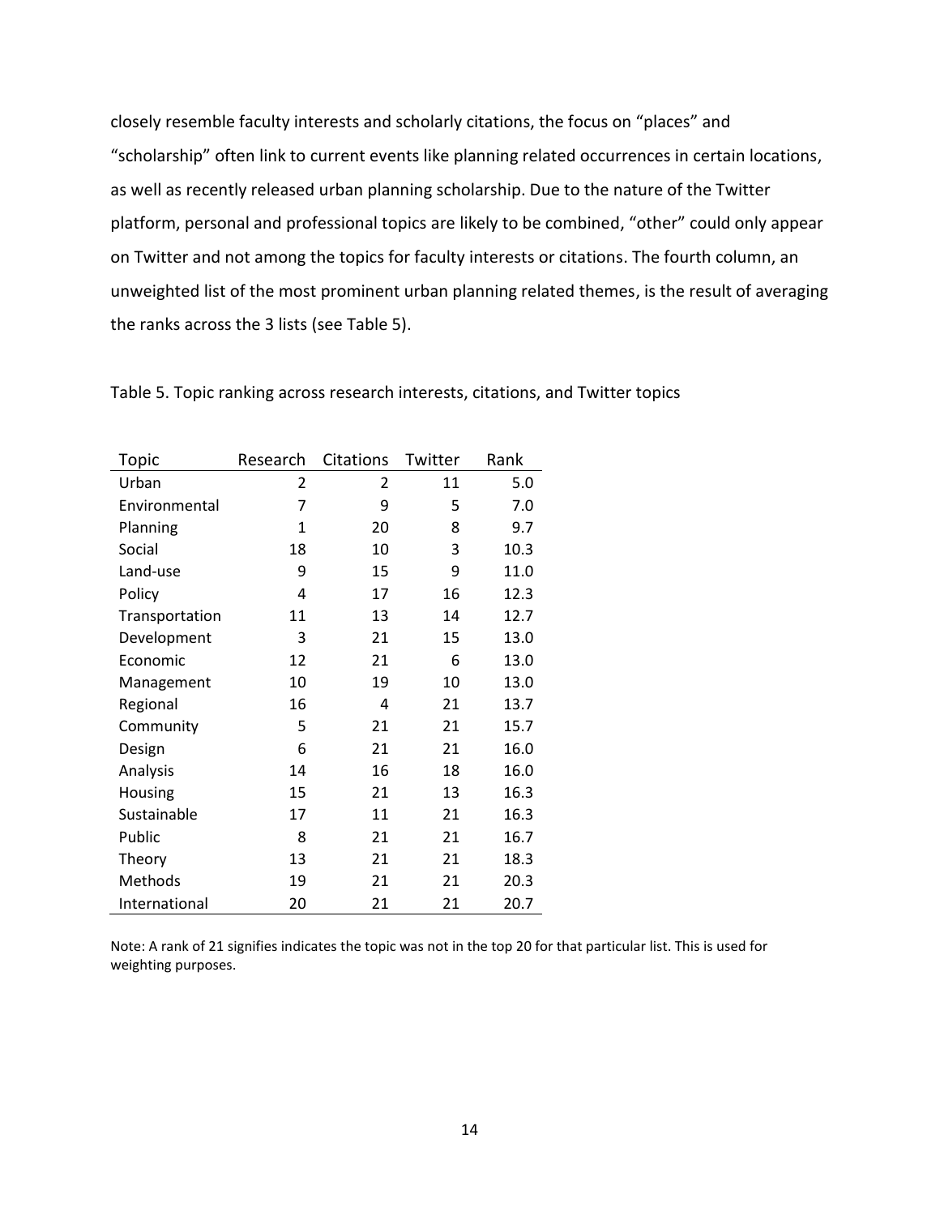closely resemble faculty interests and scholarly citations, the focus on "places" and "scholarship" often link to current events like planning related occurrences in certain locations, as well as recently released urban planning scholarship. Due to the nature of the Twitter platform, personal and professional topics are likely to be combined, "other" could only appear on Twitter and not among the topics for faculty interests or citations. The fourth column, an unweighted list of the most prominent urban planning related themes, is the result of averaging the ranks across the 3 lists (see Table 5).

Table 5. Topic ranking across research interests, citations, and Twitter topics

| Topic | Research | Citations | Twitter | Rank |
|---|---|---|---|---|
| Urban | 2 | 2 | 11 | 5.0 |
| Environmental | 7 | 9 | 5 | 7.0 |
| Planning | 1 | 20 | 8 | 9.7 |
| Social | 18 | 10 | 3 | 10.3 |
| Land-use | 9 | 15 | 9 | 11.0 |
| Policy | 4 | 17 | 16 | 12.3 |
| Transportation | 11 | 13 | 14 | 12.7 |
| Development | 3 | 21 | 15 | 13.0 |
| Economic | 12 | 21 | 6 | 13.0 |
| Management | 10 | 19 | 10 | 13.0 |
| Regional | 16 | 4 | 21 | 13.7 |
| Community | 5 | 21 | 21 | 15.7 |
| Design | 6 | 21 | 21 | 16.0 |
| Analysis | 14 | 16 | 18 | 16.0 |
| Housing | 15 | 21 | 13 | 16.3 |
| Sustainable | 17 | 11 | 21 | 16.3 |
| Public | 8 | 21 | 21 | 16.7 |
| Theory | 13 | 21 | 21 | 18.3 |
| Methods | 19 | 21 | 21 | 20.3 |
| International | 20 | 21 | 21 | 20.7 |

Note: A rank of 21 signifies indicates the topic was not in the top 20 for that particular list. This is used for weighting purposes.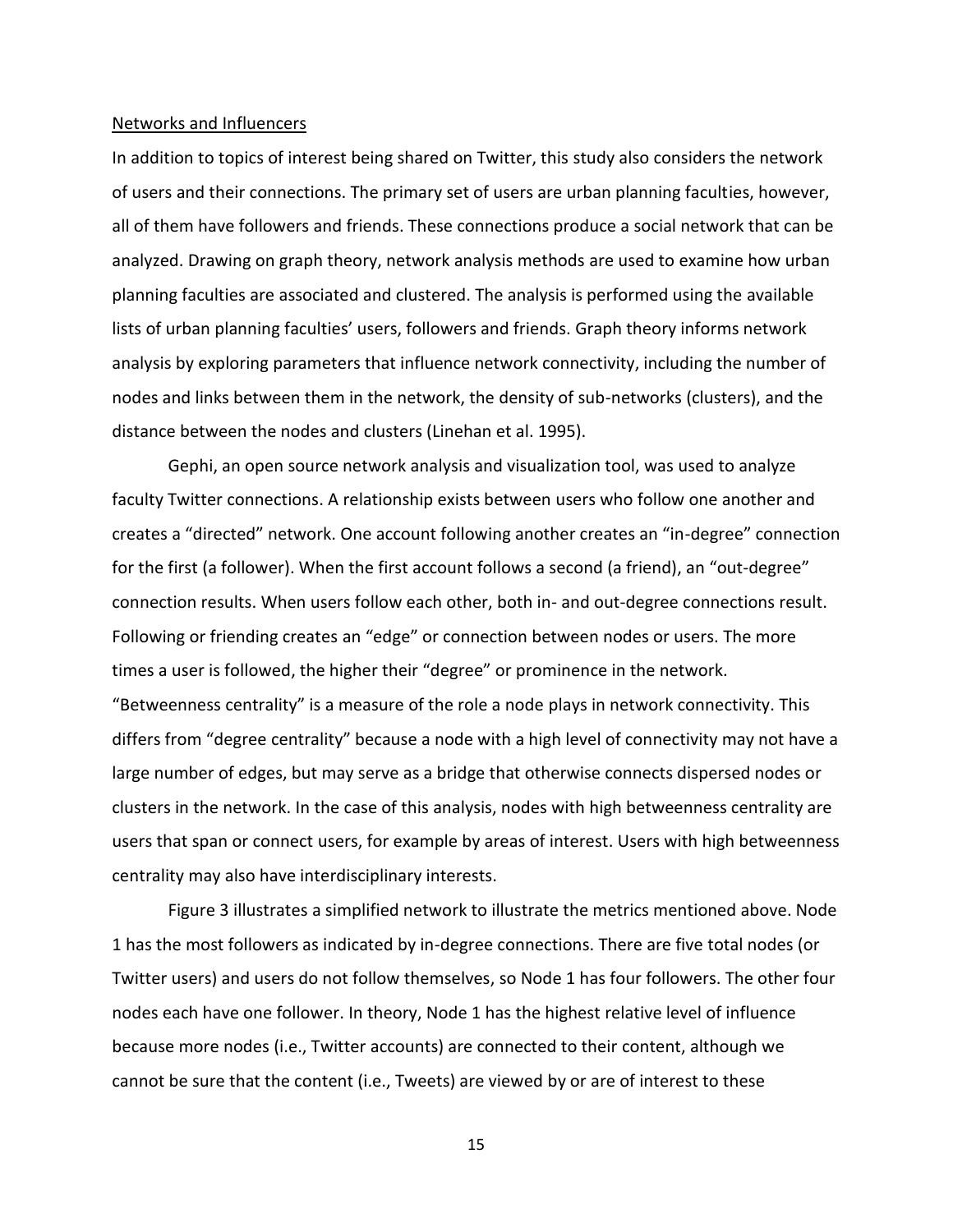Networks and Influencers

In addition to topics of interest being shared on Twitter, this study also considers the network of users and their connections. The primary set of users are urban planning faculties, however, all of them have followers and friends. These connections produce a social network that can be analyzed. Drawing on graph theory, network analysis methods are used to examine how urban planning faculties are associated and clustered. The analysis is performed using the available lists of urban planning faculties' users, followers and friends. Graph theory informs network analysis by exploring parameters that influence network connectivity, including the number of nodes and links between them in the network, the density of sub-networks (clusters), and the distance between the nodes and clusters (Linehan et al. 1995).

Gephi, an open source network analysis and visualization tool, was used to analyze faculty Twitter connections. A relationship exists between users who follow one another and creates a "directed" network. One account following another creates an "in-degree" connection for the first (a follower). When the first account follows a second (a friend), an "out-degree" connection results. When users follow each other, both in- and out-degree connections result. Following or friending creates an "edge" or connection between nodes or users. The more times a user is followed, the higher their "degree" or prominence in the network. "Betweenness centrality" is a measure of the role a node plays in network connectivity. This differs from "degree centrality" because a node with a high level of connectivity may not have a large number of edges, but may serve as a bridge that otherwise connects dispersed nodes or clusters in the network. In the case of this analysis, nodes with high betweenness centrality are users that span or connect users, for example by areas of interest. Users with high betweenness centrality may also have interdisciplinary interests.

Figure 3 illustrates a simplified network to illustrate the metrics mentioned above. Node 1 has the most followers as indicated by in-degree connections. There are five total nodes (or Twitter users) and users do not follow themselves, so Node 1 has four followers. The other four nodes each have one follower. In theory, Node 1 has the highest relative level of influence because more nodes (i.e., Twitter accounts) are connected to their content, although we cannot be sure that the content (i.e., Tweets) are viewed by or are of interest to these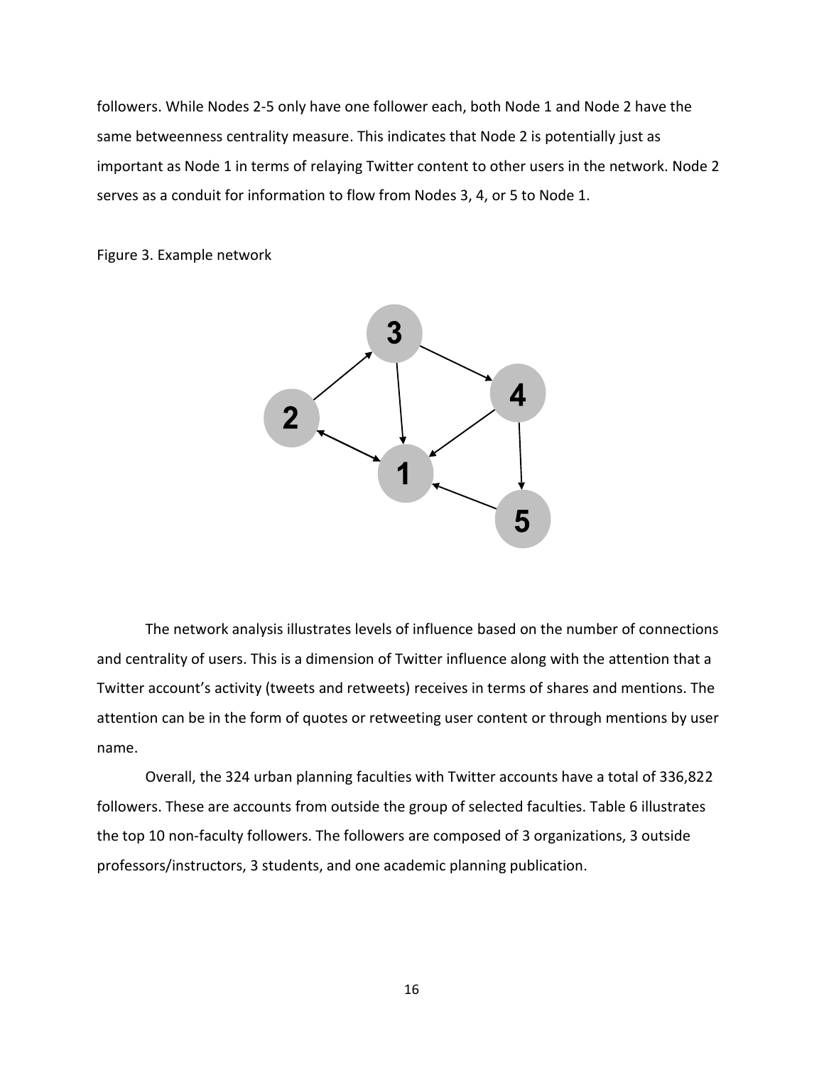followers. While Nodes 2-5 only have one follower each, both Node 1 and Node 2 have the same betweenness centrality measure. This indicates that Node 2 is potentially just as important as Node 1 in terms of relaying Twitter content to other users in the network. Node 2 serves as a conduit for information to flow from Nodes 3, 4, or 5 to Node 1.

Figure 3. Example network

The network analysis illustrates levels of influence based on the number of connections and centrality of users. This is a dimension of Twitter influence along with the attention that a Twitter account's activity (tweets and retweets) receives in terms of shares and mentions. The attention can be in the form of quotes or retweeting user content or through mentions by user name.

Overall, the 324 urban planning faculties with Twitter accounts have a total of 336,822 followers. These are accounts from outside the group of selected faculties. Table 6 illustrates the top 10 non-faculty followers. The followers are composed of 3 organizations, 3 outside professors/instructors, 3 students, and one academic planning publication.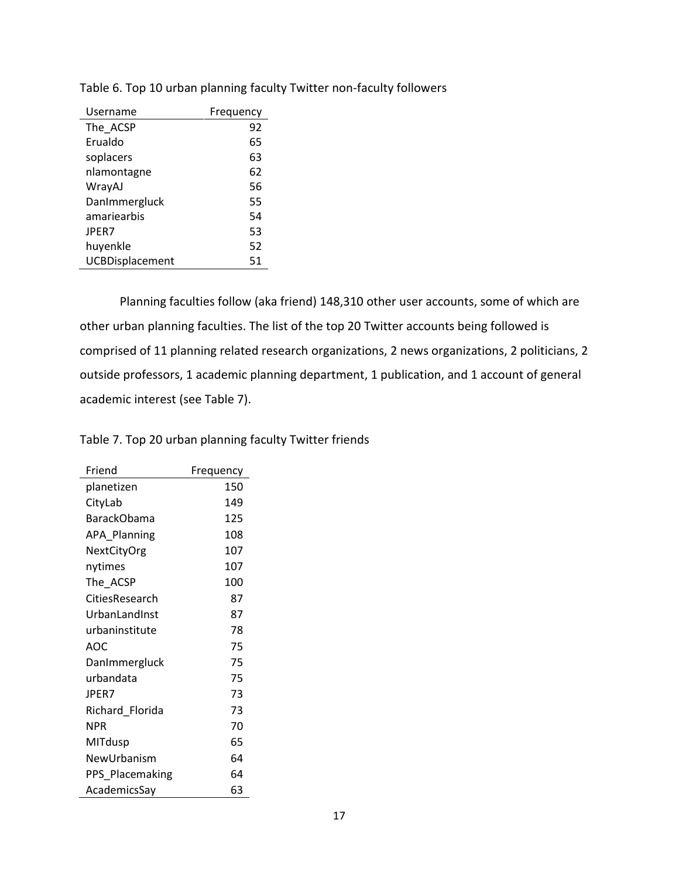Table 6. Top 10 urban planning faculty Twitter non-faculty followers

| Username | Frequency |
|---|---|
| The_ACSP | 92 |
| Erualdo | 65 |
| soplacers | 63 |
| nlamontagne | 62 |
| WrayAJ | 56 |
| DanImmergluck | 55 |
| amariearbis | 54 |
| JPER7 | 53 |
| huyenkle | 52 |
| UCBDisplacement | 51 |

Planning faculties follow (aka friend) 148,310 other user accounts, some of which are other urban planning faculties. The list of the top 20 Twitter accounts being followed is comprised of 11 planning related research organizations, 2 news organizations, 2 politicians, 2 outside professors, 1 academic planning department, 1 publication, and 1 account of general academic interest (see Table 7).

Table 7. Top 20 urban planning faculty Twitter friends

| Friend | Frequency |
|---|---|
| planetizen | 150 |
| CityLab | 149 |
| BarackObama | 125 |
| APA_Planning | 108 |
| NextCityOrg | 107 |
| nytimes | 107 |
| The_ACSP | 100 |
| CitiesResearch | 87 |
| UrbanLandInst | 87 |
| urbaninstitute | 78 |
| AOC | 75 |
| DanImmergluck | 75 |
| urbandata | 75 |
| JPER7 | 73 |
| Richard_Florida | 73 |
| NPR | 70 |
| MITdusp | 65 |
| NewUrbanism | 64 |
| PPS_Placemaking | 64 |
| AcademicsSay | 63 |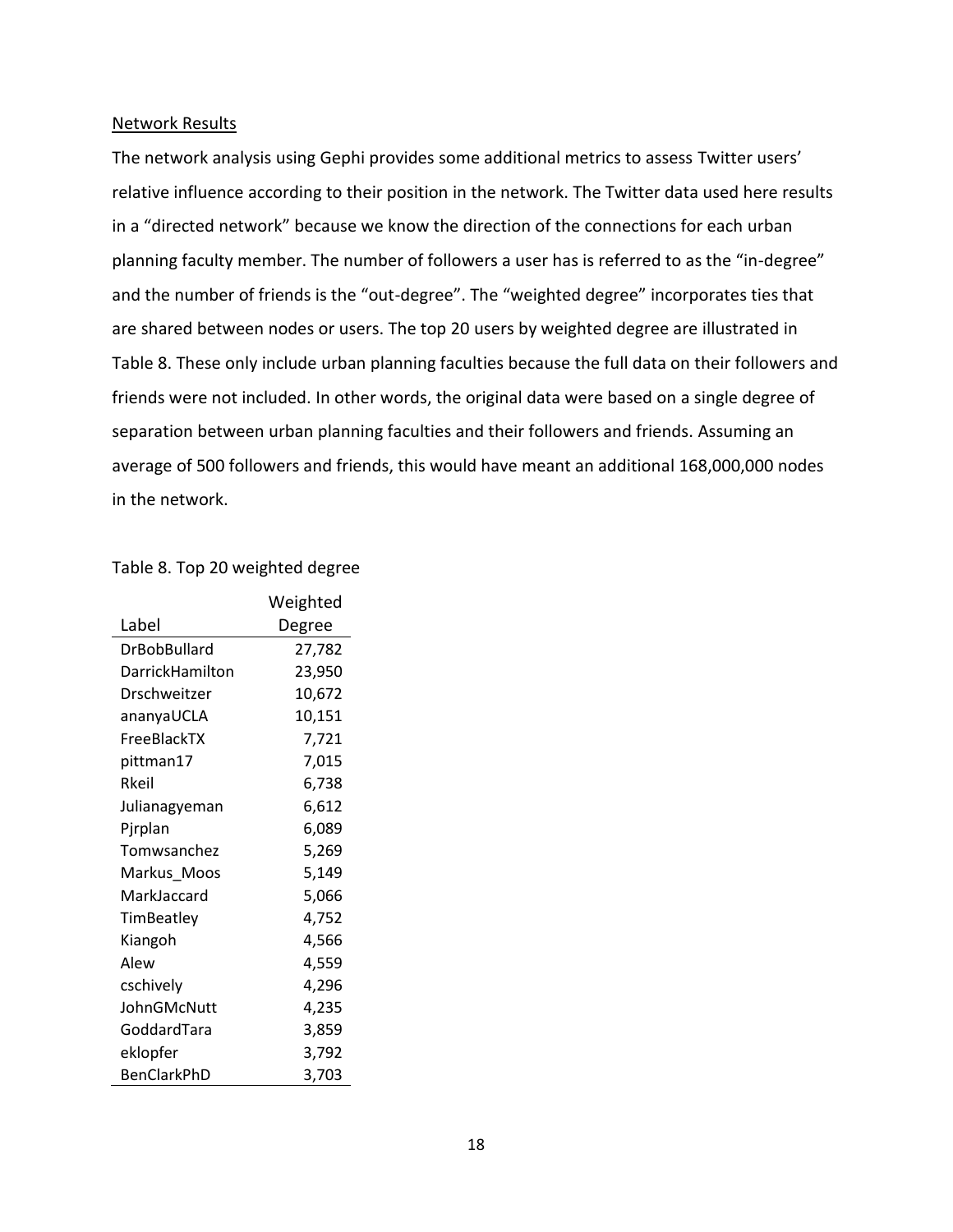## Network Results

The network analysis using Gephi provides some additional metrics to assess Twitter users' relative influence according to their position in the network. The Twitter data used here results in a "directed network" because we know the direction of the connections for each urban planning faculty member. The number of followers a user has is referred to as the "in-degree" and the number of friends is the "out-degree". The "weighted degree" incorporates ties that are shared between nodes or users. The top 20 users by weighted degree are illustrated in Table 8. These only include urban planning faculties because the full data on their followers and friends were not included. In other words, the original data were based on a single degree of separation between urban planning faculties and their followers and friends. Assuming an average of 500 followers and friends, this would have meant an additional 168,000,000 nodes in the network.

Table 8. Top 20 weighted degree

| Label | Weighted Degree |
|---|---:|
| DrBobBullard | 27,782 |
| DarrickHamilton | 23,950 |
| Drschweitzer | 10,672 |
| ananyaUCLA | 10,151 |
| FreeBlackTX | 7,721 |
| pittman17 | 7,015 |
| Rkeil | 6,738 |
| Julianagyeman | 6,612 |
| Pjrplan | 6,089 |
| Tomwsanchez | 5,269 |
| Markus_Moos | 5,149 |
| MarkJaccard | 5,066 |
| TimBeatley | 4,752 |
| Kiangoh | 4,566 |
| Alew | 4,559 |
| cschively | 4,296 |
| JohnGMcNutt | 4,235 |
| GoddardTara | 3,859 |
| eklopfer | 3,792 |
| BenClarkPhD | 3,703 |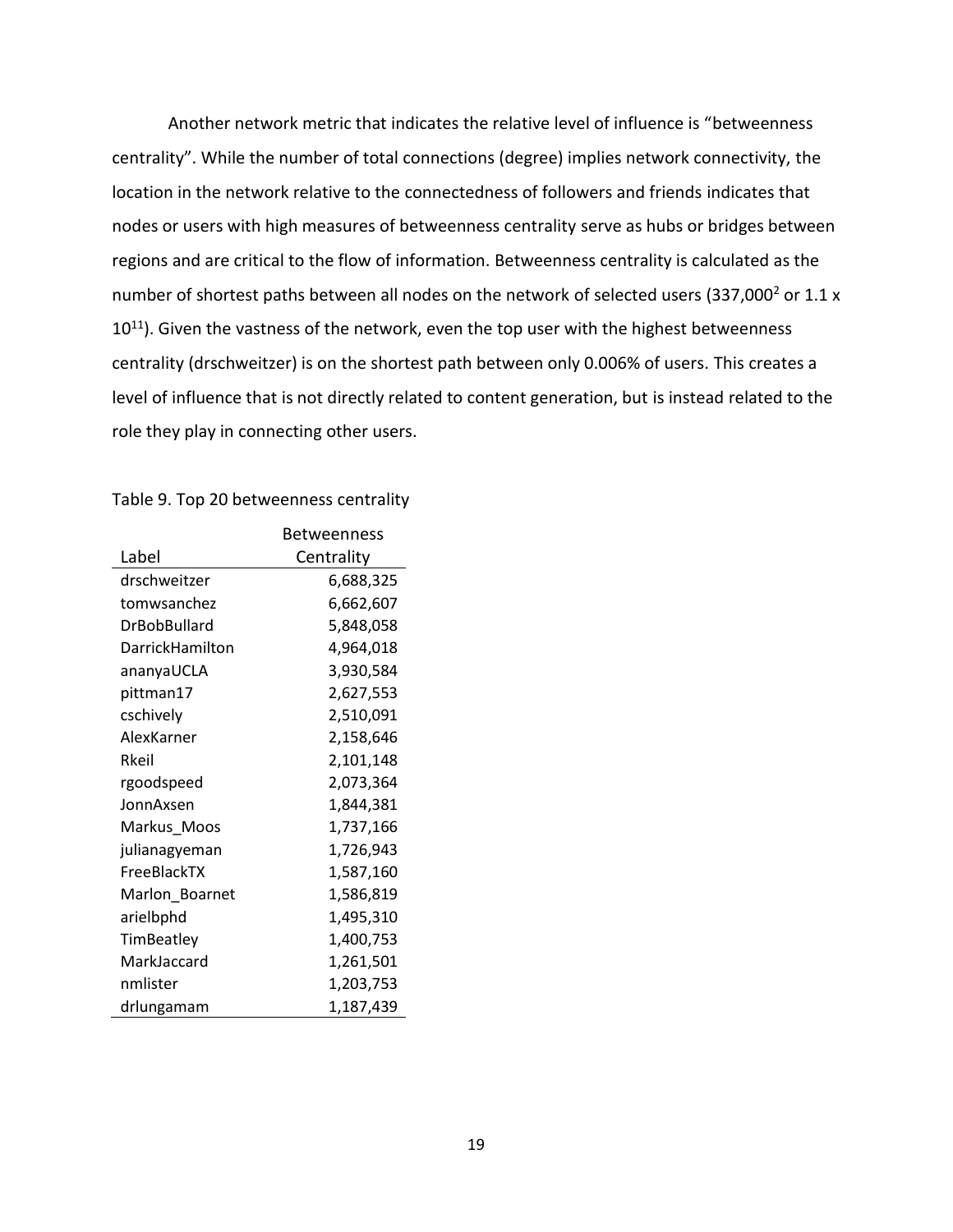Another network metric that indicates the relative level of influence is "betweenness centrality". While the number of total connections (degree) implies network connectivity, the location in the network relative to the connectedness of followers and friends indicates that nodes or users with high measures of betweenness centrality serve as hubs or bridges between regions and are critical to the flow of information. Betweenness centrality is calculated as the number of shortest paths between all nodes on the network of selected users ($337{,}000^2$ or $1.1 \times 10^{11}$). Given the vastness of the network, even the top user with the highest betweenness centrality (drschweitzer) is on the shortest path between only 0.006% of users. This creates a level of influence that is not directly related to content generation, but is instead related to the role they play in connecting other users.

Table 9. Top 20 betweenness centrality

| Label | Betweenness Centrality |
|---|---:|
| drschweitzer | 6,688,325 |
| tomwsanchez | 6,662,607 |
| DrBobBullard | 5,848,058 |
| DarrickHamilton | 4,964,018 |
| ananyaUCLA | 3,930,584 |
| pittman17 | 2,627,553 |
| cschively | 2,510,091 |
| AlexKarner | 2,158,646 |
| Rkeil | 2,101,148 |
| rgoodspeed | 2,073,364 |
| JonnAxsen | 1,844,381 |
| Markus_Moos | 1,737,166 |
| julianagyeman | 1,726,943 |
| FreeBlackTX | 1,587,160 |
| Marlon_Boarnet | 1,586,819 |
| arielbphd | 1,495,310 |
| TimBeatley | 1,400,753 |
| MarkJaccard | 1,261,501 |
| nmlister | 1,203,753 |
| drlungamam | 1,187,439 |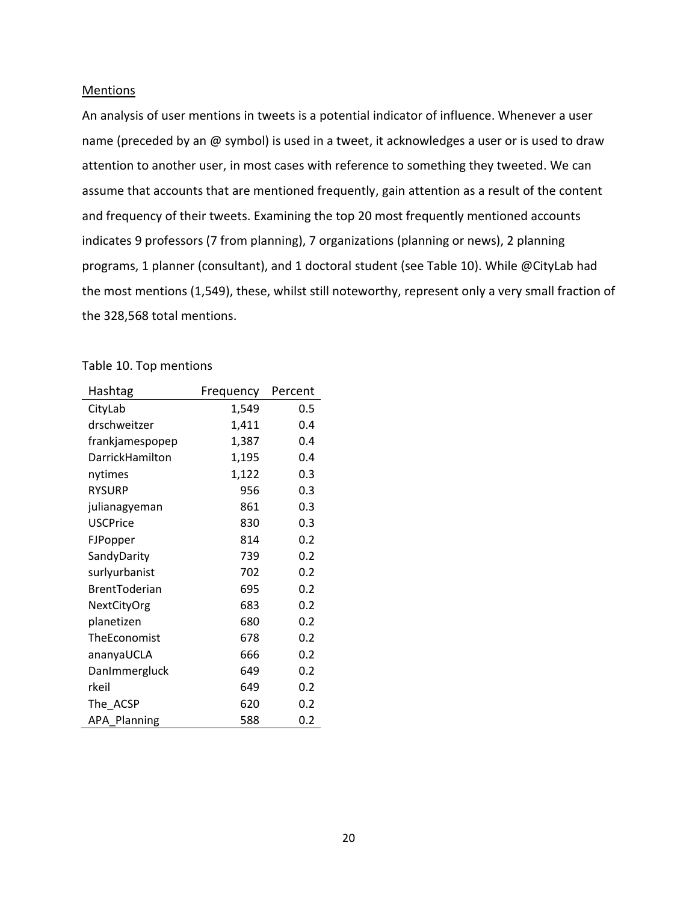<u>Mentions</u>

An analysis of user mentions in tweets is a potential indicator of influence. Whenever a user name (preceded by an @ symbol) is used in a tweet, it acknowledges a user or is used to draw attention to another user, in most cases with reference to something they tweeted. We can assume that accounts that are mentioned frequently, gain attention as a result of the content and frequency of their tweets. Examining the top 20 most frequently mentioned accounts indicates 9 professors (7 from planning), 7 organizations (planning or news), 2 planning programs, 1 planner (consultant), and 1 doctoral student (see Table 10). While @CityLab had the most mentions (1,549), these, whilst still noteworthy, represent only a very small fraction of the 328,568 total mentions.

Table 10. Top mentions

| Hashtag | Frequency | Percent |
|---|---:|---:|
| CityLab | 1,549 | 0.5 |
| drschweitzer | 1,411 | 0.4 |
| frankjamespopep | 1,387 | 0.4 |
| DarrickHamilton | 1,195 | 0.4 |
| nytimes | 1,122 | 0.3 |
| RYSURP | 956 | 0.3 |
| julianagyeman | 861 | 0.3 |
| USCPrice | 830 | 0.3 |
| FJPopper | 814 | 0.2 |
| SandyDarity | 739 | 0.2 |
| surlyurbanist | 702 | 0.2 |
| BrentToderian | 695 | 0.2 |
| NextCityOrg | 683 | 0.2 |
| planetizen | 680 | 0.2 |
| TheEconomist | 678 | 0.2 |
| ananyaUCLA | 666 | 0.2 |
| DanImmergluck | 649 | 0.2 |
| rkeil | 649 | 0.2 |
| The_ACSP | 620 | 0.2 |
| APA_Planning | 588 | 0.2 |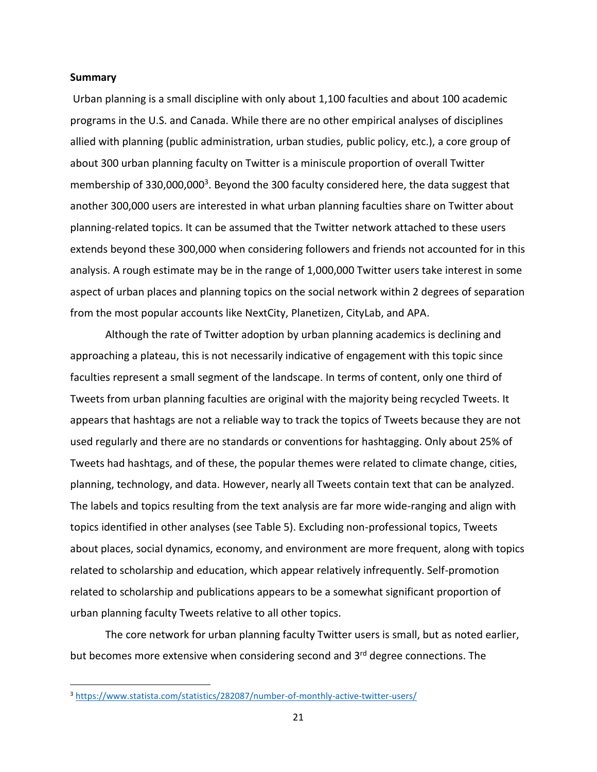**Summary**

Urban planning is a small discipline with only about 1,100 faculties and about 100 academic programs in the U.S. and Canada. While there are no other empirical analyses of disciplines allied with planning (public administration, urban studies, public policy, etc.), a core group of about 300 urban planning faculty on Twitter is a miniscule proportion of overall Twitter membership of 330,000,000[3]. Beyond the 300 faculty considered here, the data suggest that another 300,000 users are interested in what urban planning faculties share on Twitter about planning-related topics. It can be assumed that the Twitter network attached to these users extends beyond these 300,000 when considering followers and friends not accounted for in this analysis. A rough estimate may be in the range of 1,000,000 Twitter users take interest in some aspect of urban places and planning topics on the social network within 2 degrees of separation from the most popular accounts like NextCity, Planetizen, CityLab, and APA.

Although the rate of Twitter adoption by urban planning academics is declining and approaching a plateau, this is not necessarily indicative of engagement with this topic since faculties represent a small segment of the landscape. In terms of content, only one third of Tweets from urban planning faculties are original with the majority being recycled Tweets. It appears that hashtags are not a reliable way to track the topics of Tweets because they are not used regularly and there are no standards or conventions for hashtagging. Only about 25% of Tweets had hashtags, and of these, the popular themes were related to climate change, cities, planning, technology, and data. However, nearly all Tweets contain text that can be analyzed. The labels and topics resulting from the text analysis are far more wide-ranging and align with topics identified in other analyses (see Table 5). Excluding non-professional topics, Tweets about places, social dynamics, economy, and environment are more frequent, along with topics related to scholarship and education, which appear relatively infrequently. Self-promotion related to scholarship and publications appears to be a somewhat significant proportion of urban planning faculty Tweets relative to all other topics.

The core network for urban planning faculty Twitter users is small, but as noted earlier, but becomes more extensive when considering second and 3rd degree connections. The

[3] https://www.statista.com/statistics/282087/number-of-monthly-active-twitter-users/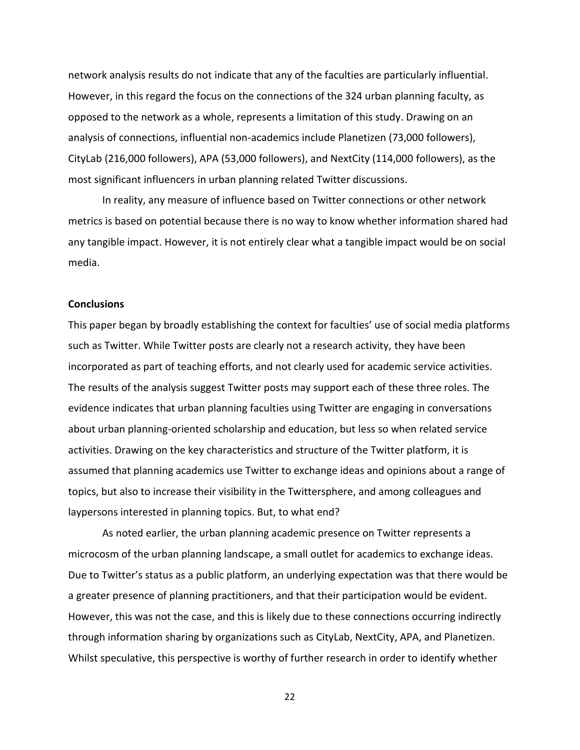network analysis results do not indicate that any of the faculties are particularly influential. However, in this regard the focus on the connections of the 324 urban planning faculty, as opposed to the network as a whole, represents a limitation of this study. Drawing on an analysis of connections, influential non-academics include Planetizen (73,000 followers), CityLab (216,000 followers), APA (53,000 followers), and NextCity (114,000 followers), as the most significant influencers in urban planning related Twitter discussions.

In reality, any measure of influence based on Twitter connections or other network metrics is based on potential because there is no way to know whether information shared had any tangible impact. However, it is not entirely clear what a tangible impact would be on social media.

**Conclusions**

This paper began by broadly establishing the context for faculties' use of social media platforms such as Twitter. While Twitter posts are clearly not a research activity, they have been incorporated as part of teaching efforts, and not clearly used for academic service activities. The results of the analysis suggest Twitter posts may support each of these three roles. The evidence indicates that urban planning faculties using Twitter are engaging in conversations about urban planning-oriented scholarship and education, but less so when related service activities. Drawing on the key characteristics and structure of the Twitter platform, it is assumed that planning academics use Twitter to exchange ideas and opinions about a range of topics, but also to increase their visibility in the Twittersphere, and among colleagues and laypersons interested in planning topics. But, to what end?

As noted earlier, the urban planning academic presence on Twitter represents a microcosm of the urban planning landscape, a small outlet for academics to exchange ideas. Due to Twitter's status as a public platform, an underlying expectation was that there would be a greater presence of planning practitioners, and that their participation would be evident. However, this was not the case, and this is likely due to these connections occurring indirectly through information sharing by organizations such as CityLab, NextCity, APA, and Planetizen. Whilst speculative, this perspective is worthy of further research in order to identify whether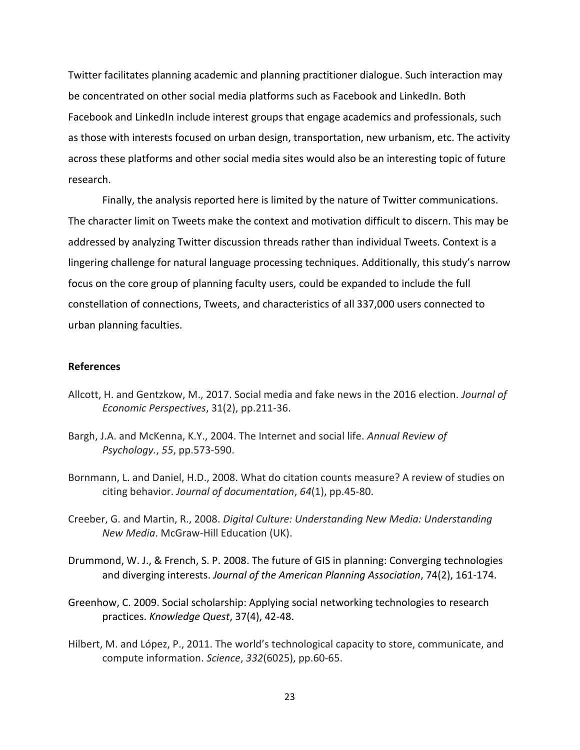Twitter facilitates planning academic and planning practitioner dialogue. Such interaction may be concentrated on other social media platforms such as Facebook and LinkedIn. Both Facebook and LinkedIn include interest groups that engage academics and professionals, such as those with interests focused on urban design, transportation, new urbanism, etc. The activity across these platforms and other social media sites would also be an interesting topic of future research.

Finally, the analysis reported here is limited by the nature of Twitter communications. The character limit on Tweets make the context and motivation difficult to discern. This may be addressed by analyzing Twitter discussion threads rather than individual Tweets. Context is a lingering challenge for natural language processing techniques. Additionally, this study's narrow focus on the core group of planning faculty users, could be expanded to include the full constellation of connections, Tweets, and characteristics of all 337,000 users connected to urban planning faculties.

**References**

Allcott, H. and Gentzkow, M., 2017. Social media and fake news in the 2016 election. *Journal of Economic Perspectives*, 31(2), pp.211-36.

Bargh, J.A. and McKenna, K.Y., 2004. The Internet and social life. *Annual Review of Psychology.*, *55*, pp.573-590.

Bornmann, L. and Daniel, H.D., 2008. What do citation counts measure? A review of studies on citing behavior. *Journal of documentation*, *64*(1), pp.45-80.

Creeber, G. and Martin, R., 2008. *Digital Culture: Understanding New Media: Understanding New Media*. McGraw-Hill Education (UK).

Drummond, W. J., & French, S. P. 2008. The future of GIS in planning: Converging technologies and diverging interests. *Journal of the American Planning Association*, 74(2), 161-174.

Greenhow, C. 2009. Social scholarship: Applying social networking technologies to research practices. *Knowledge Quest*, 37(4), 42-48.

Hilbert, M. and López, P., 2011. The world's technological capacity to store, communicate, and compute information. *Science*, *332*(6025), pp.60-65.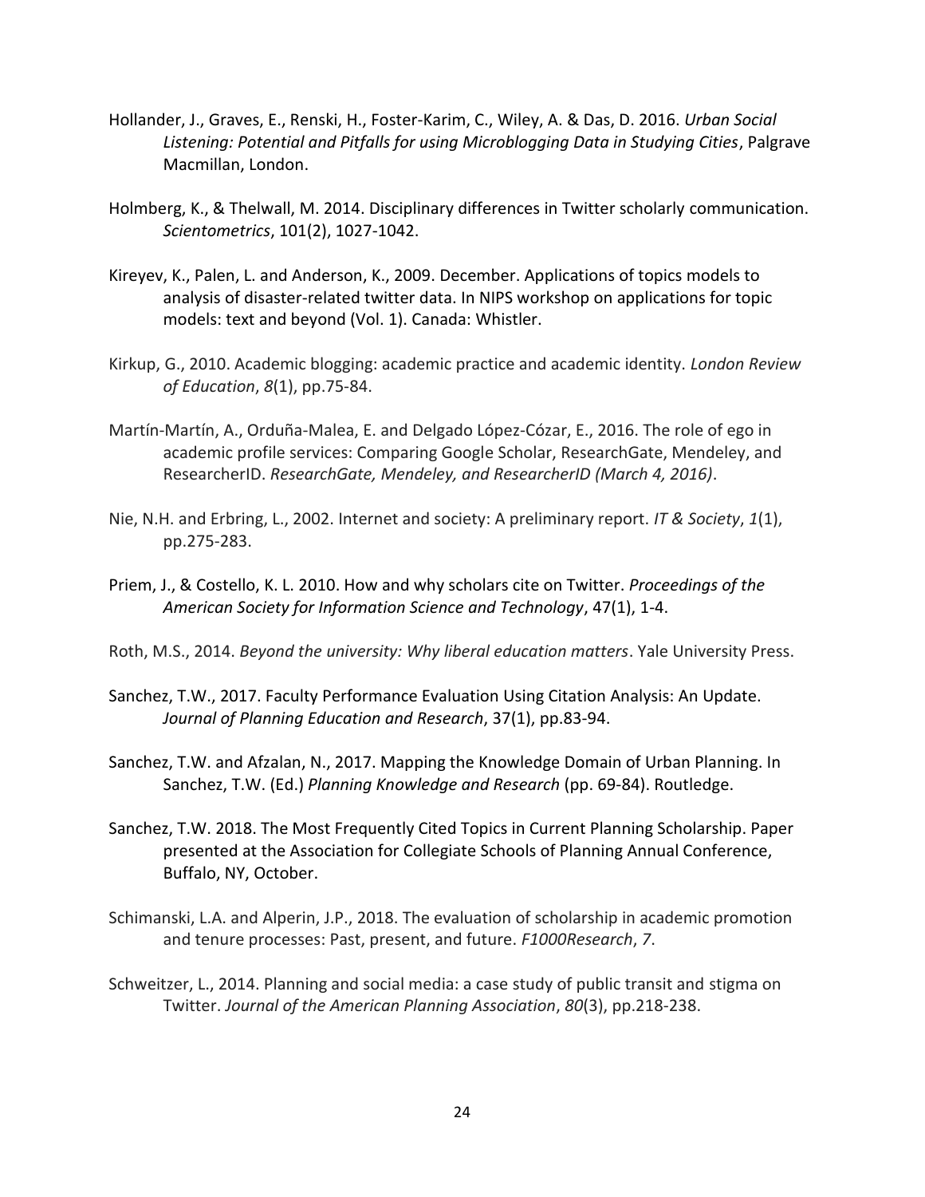Hollander, J., Graves, E., Renski, H., Foster-Karim, C., Wiley, A. & Das, D. 2016. *Urban Social Listening: Potential and Pitfalls for using Microblogging Data in Studying Cities*, Palgrave Macmillan, London.

Holmberg, K., & Thelwall, M. 2014. Disciplinary differences in Twitter scholarly communication. *Scientometrics*, 101(2), 1027-1042.

Kireyev, K., Palen, L. and Anderson, K., 2009. December. Applications of topics models to analysis of disaster-related twitter data. In NIPS workshop on applications for topic models: text and beyond (Vol. 1). Canada: Whistler.

Kirkup, G., 2010. Academic blogging: academic practice and academic identity. *London Review of Education*, *8*(1), pp.75-84.

Martín-Martín, A., Orduña-Malea, E. and Delgado López-Cózar, E., 2016. The role of ego in academic profile services: Comparing Google Scholar, ResearchGate, Mendeley, and ResearcherID. *ResearchGate, Mendeley, and ResearcherID (March 4, 2016)*.

Nie, N.H. and Erbring, L., 2002. Internet and society: A preliminary report. *IT & Society*, *1*(1), pp.275-283.

Priem, J., & Costello, K. L. 2010. How and why scholars cite on Twitter. *Proceedings of the American Society for Information Science and Technology*, 47(1), 1-4.

Roth, M.S., 2014. *Beyond the university: Why liberal education matters*. Yale University Press.

Sanchez, T.W., 2017. Faculty Performance Evaluation Using Citation Analysis: An Update. *Journal of Planning Education and Research*, 37(1), pp.83-94.

Sanchez, T.W. and Afzalan, N., 2017. Mapping the Knowledge Domain of Urban Planning. In Sanchez, T.W. (Ed.) *Planning Knowledge and Research* (pp. 69-84). Routledge.

Sanchez, T.W. 2018. The Most Frequently Cited Topics in Current Planning Scholarship. Paper presented at the Association for Collegiate Schools of Planning Annual Conference, Buffalo, NY, October.

Schimanski, L.A. and Alperin, J.P., 2018. The evaluation of scholarship in academic promotion and tenure processes: Past, present, and future. *F1000Research*, *7*.

Schweitzer, L., 2014. Planning and social media: a case study of public transit and stigma on Twitter. *Journal of the American Planning Association*, *80*(3), pp.218-238.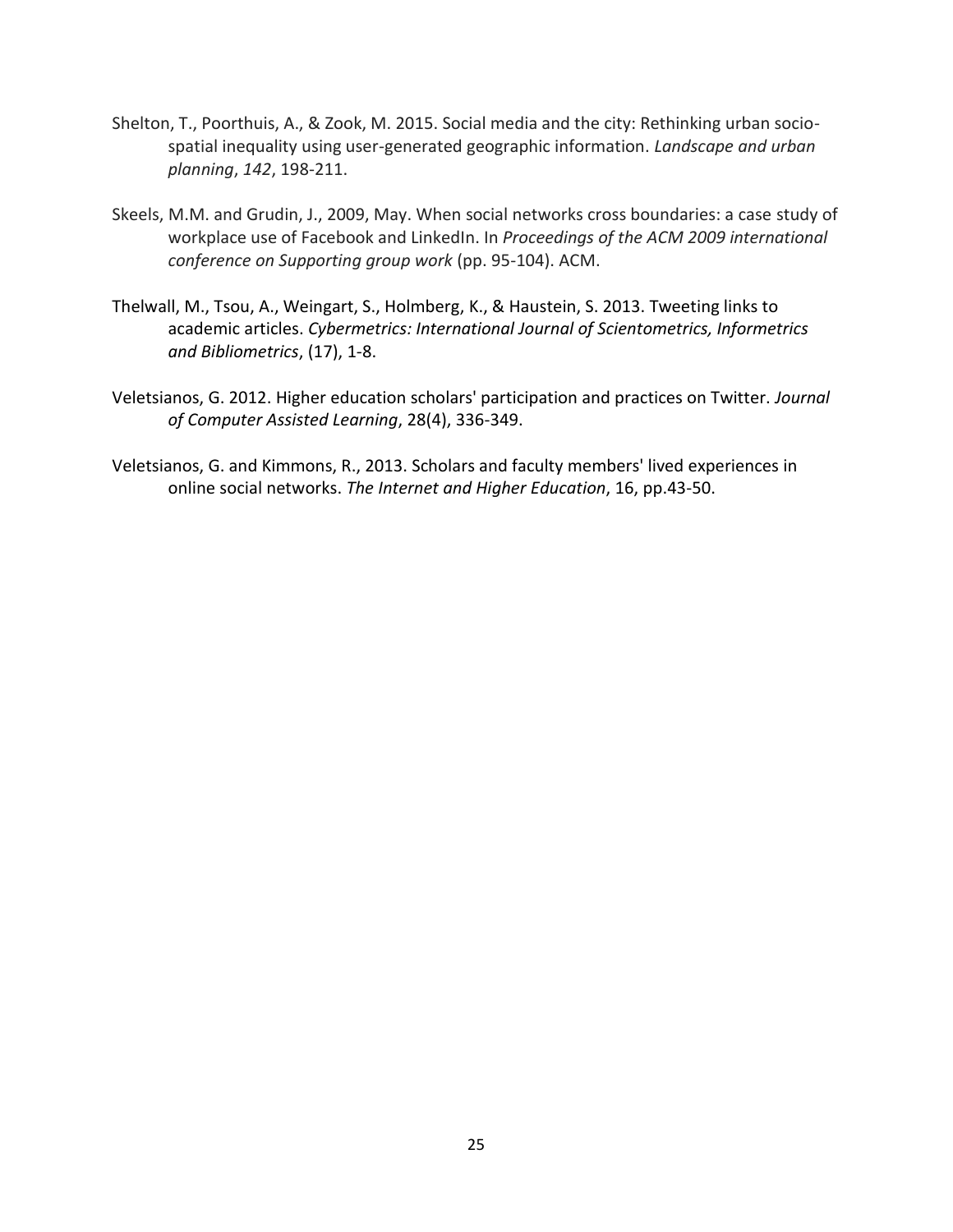Shelton, T., Poorthuis, A., & Zook, M. 2015. Social media and the city: Rethinking urban socio-spatial inequality using user-generated geographic information. *Landscape and urban planning*, *142*, 198-211.

Skeels, M.M. and Grudin, J., 2009, May. When social networks cross boundaries: a case study of workplace use of Facebook and LinkedIn. In *Proceedings of the ACM 2009 international conference on Supporting group work* (pp. 95-104). ACM.

Thelwall, M., Tsou, A., Weingart, S., Holmberg, K., & Haustein, S. 2013. Tweeting links to academic articles. *Cybermetrics: International Journal of Scientometrics, Informetrics and Bibliometrics*, (17), 1-8.

Veletsianos, G. 2012. Higher education scholars' participation and practices on Twitter. *Journal of Computer Assisted Learning*, 28(4), 336-349.

Veletsianos, G. and Kimmons, R., 2013. Scholars and faculty members' lived experiences in online social networks. *The Internet and Higher Education*, 16, pp.43-50.